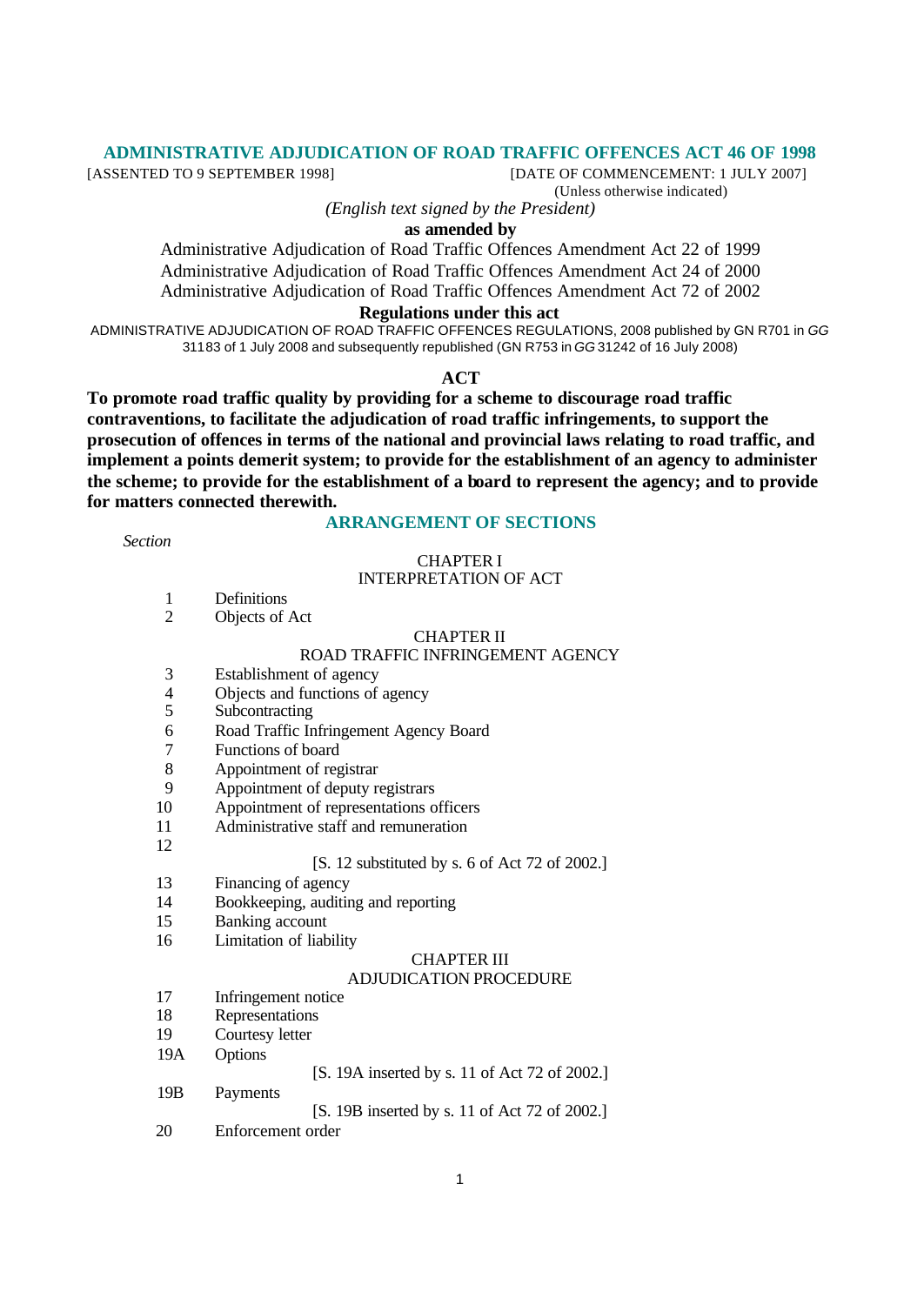# ADMINISTRATIVE ADJUDICATION OF ROAD TRAFFIC OFFENCES ACT 46 OF 1998

[ASSENTED TO 9 SEPTEMBER 1998] [DATE OF COMMENCEMENT: 1 JULY 2007]

(Unless otherwise indicated)

*(English text signed by the President)*

**as amended by**

Administrative Adjudication of Road Traffic Offences Amendment Act 22 of 1999

Administrative Adjudication of Road Traffic Offences Amendment Act 24 of 2000

Administrative Adjudication of Road Traffic Offences Amendment Act 72 of 2002

**Regulations under this act**

ADMINISTRATIVE ADJUDICATION OF ROAD TRAFFIC OFFENCES REGULATIONS, 2008 published by GN R701 in *GG* 31183 of 1 July 2008 and subsequently republished (GN R753 in *GG* 31242 of 16 July 2008)

## ACT

**To promote road traffic quality by providing for a scheme to discourage road traffic contraventions, to facilitate the adjudication of road traffic infringements, to support the prosecution of offences in terms of the national and provincial laws relating to road traffic, and implement a points demerit system; to provide for the establishment of an agency to administer the scheme; to provide for the establishment of a board to represent the agency; and to provide for matters connected therewith.**

## ARRANGEMENT OF SECTIONS

*Section*

CHAPTER I
INTERPRETATION OF ACT

1 Definitions
2 Objects of Act

CHAPTER II
ROAD TRAFFIC INFRINGEMENT AGENCY

3 Establishment of agency
4 Objects and functions of agency
5 Subcontracting
6 Road Traffic Infringement Agency Board
7 Functions of board
8 Appointment of registrar
9 Appointment of deputy registrars
10 Appointment of representations officers
11 Administrative staff and remuneration
12

[S. 12 substituted by s. 6 of Act 72 of 2002.]

13 Financing of agency
14 Bookkeeping, auditing and reporting
15 Banking account
16 Limitation of liability

CHAPTER III
ADJUDICATION PROCEDURE

17 Infringement notice
18 Representations
19 Courtesy letter
19A Options

[S. 19A inserted by s. 11 of Act 72 of 2002.]

19B Payments

[S. 19B inserted by s. 11 of Act 72 of 2002.]

20 Enforcement order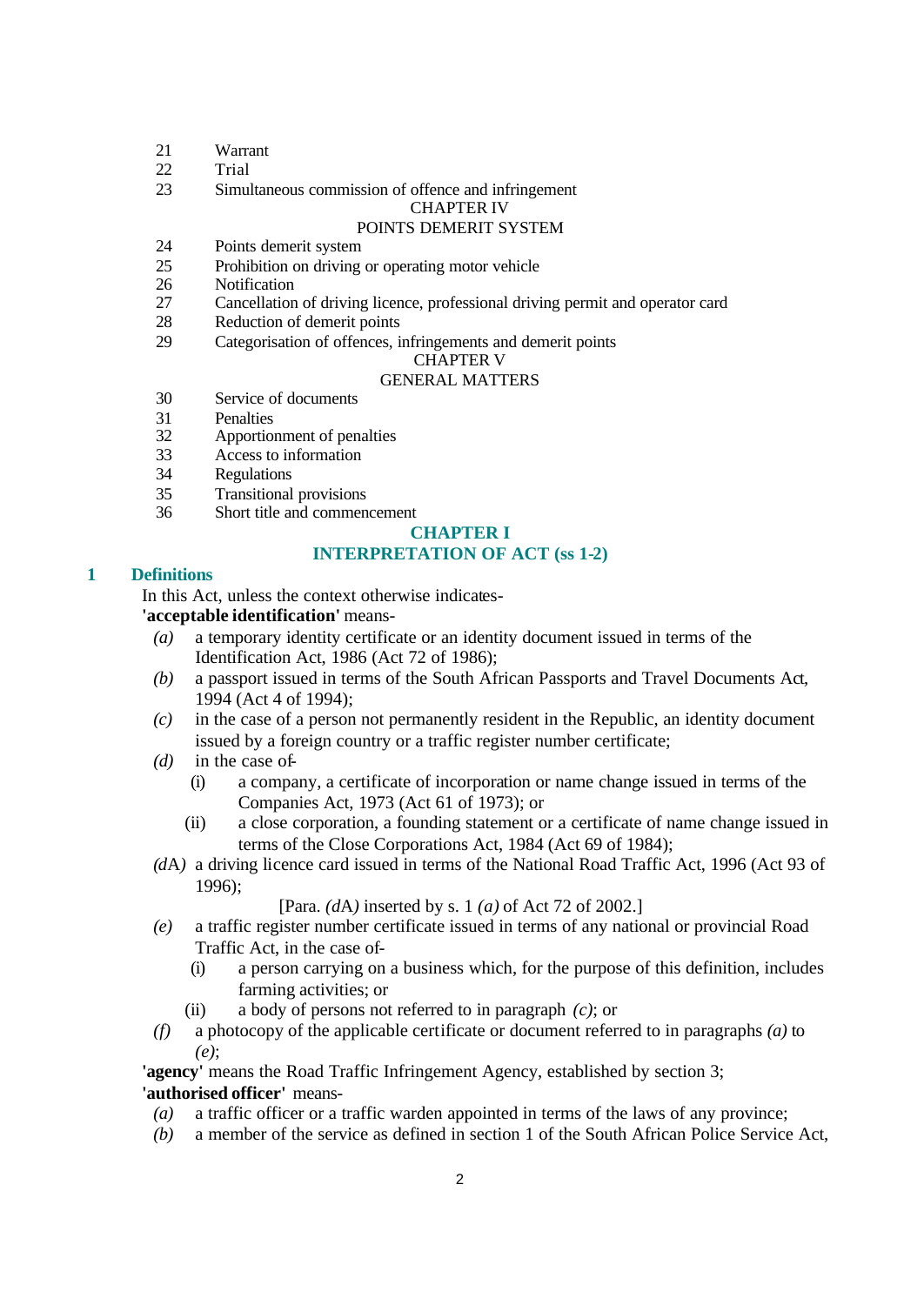21 Warrant

22 Trial

23 Simultaneous commission of offence and infringement

CHAPTER IV

POINTS DEMERIT SYSTEM

24 Points demerit system

25 Prohibition on driving or operating motor vehicle

26 Notification

27 Cancellation of driving licence, professional driving permit and operator card

28 Reduction of demerit points

29 Categorisation of offences, infringements and demerit points

CHAPTER V

GENERAL MATTERS

30 Service of documents

31 Penalties

32 Apportionment of penalties

33 Access to information

34 Regulations

35 Transitional provisions

36 Short title and commencement

## CHAPTER I
## INTERPRETATION OF ACT (ss 1-2)

### 1 Definitions

In this Act, unless the context otherwise indicates-

**'acceptable identification'** means-

*(a)* a temporary identity certificate or an identity document issued in terms of the Identification Act, 1986 (Act 72 of 1986);

*(b)* a passport issued in terms of the South African Passports and Travel Documents Act, 1994 (Act 4 of 1994);

*(c)* in the case of a person not permanently resident in the Republic, an identity document issued by a foreign country or a traffic register number certificate;

*(d)* in the case of-

(i) a company, a certificate of incorporation or name change issued in terms of the Companies Act, 1973 (Act 61 of 1973); or

(ii) a close corporation, a founding statement or a certificate of name change issued in terms of the Close Corporations Act, 1984 (Act 69 of 1984);

*(d*A*)* a driving licence card issued in terms of the National Road Traffic Act, 1996 (Act 93 of 1996);

[Para. *(d*A*)* inserted by s. 1 *(a)* of Act 72 of 2002.]

*(e)* a traffic register number certificate issued in terms of any national or provincial Road Traffic Act, in the case of-

(i) a person carrying on a business which, for the purpose of this definition, includes farming activities; or

(ii) a body of persons not referred to in paragraph *(c)*; or

*(f)* a photocopy of the applicable certificate or document referred to in paragraphs *(a)* to *(e)*;

**'agency'** means the Road Traffic Infringement Agency, established by section 3;

**'authorised officer'** means-

*(a)* a traffic officer or a traffic warden appointed in terms of the laws of any province;

*(b)* a member of the service as defined in section 1 of the South African Police Service Act,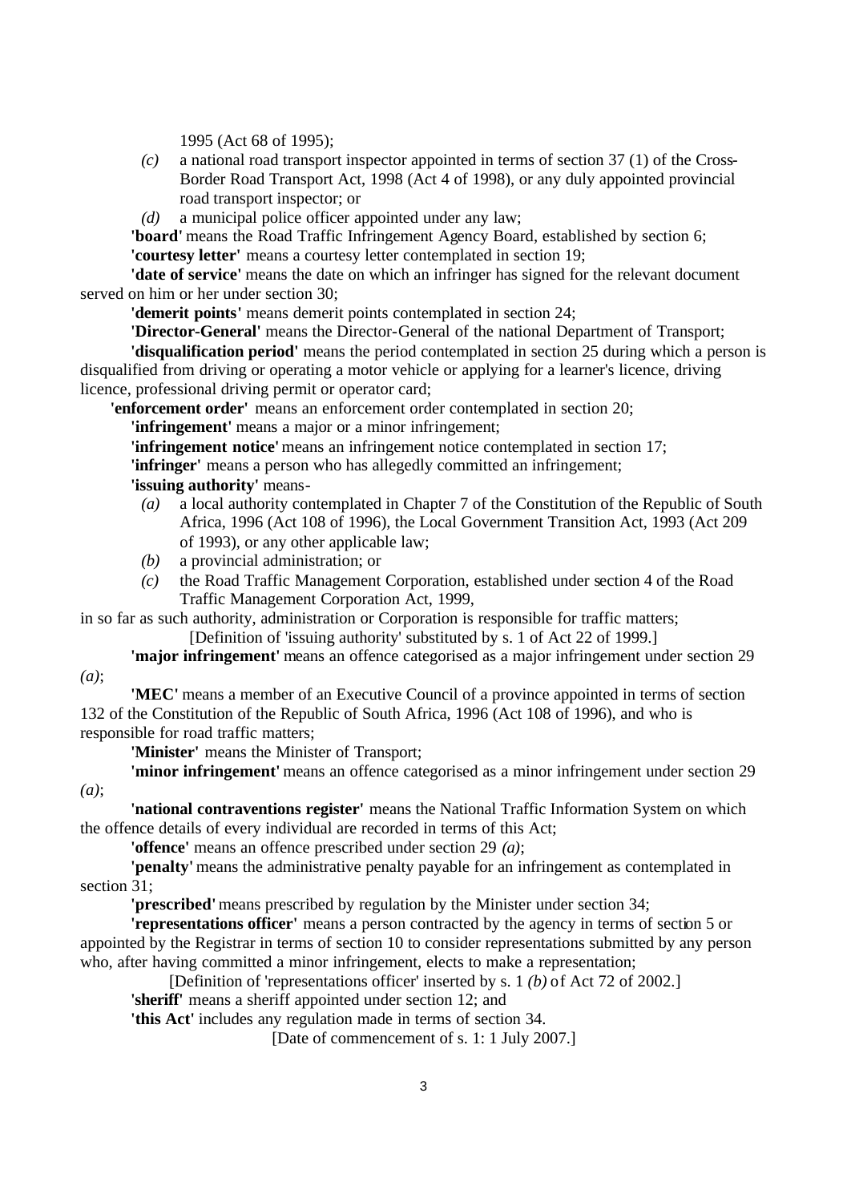1995 (Act 68 of 1995);

*(c)* a national road transport inspector appointed in terms of section 37 (1) of the Cross-Border Road Transport Act, 1998 (Act 4 of 1998), or any duly appointed provincial road transport inspector; or

*(d)* a municipal police officer appointed under any law;

**'board'** means the Road Traffic Infringement Agency Board, established by section 6;

**'courtesy letter'** means a courtesy letter contemplated in section 19;

**'date of service'** means the date on which an infringer has signed for the relevant document served on him or her under section 30;

**'demerit points'** means demerit points contemplated in section 24;

**'Director-General'** means the Director-General of the national Department of Transport;

**'disqualification period'** means the period contemplated in section 25 during which a person is disqualified from driving or operating a motor vehicle or applying for a learner's licence, driving licence, professional driving permit or operator card;

**'enforcement order'** means an enforcement order contemplated in section 20;

**'infringement'** means a major or a minor infringement;

**'infringement notice'** means an infringement notice contemplated in section 17;

**'infringer'** means a person who has allegedly committed an infringement;

**'issuing authority'** means-

*(a)* a local authority contemplated in Chapter 7 of the Constitution of the Republic of South Africa, 1996 (Act 108 of 1996), the Local Government Transition Act, 1993 (Act 209 of 1993), or any other applicable law;

*(b)* a provincial administration; or

*(c)* the Road Traffic Management Corporation, established under section 4 of the Road Traffic Management Corporation Act, 1999,

in so far as such authority, administration or Corporation is responsible for traffic matters;

[Definition of 'issuing authority' substituted by s. 1 of Act 22 of 1999.]

**'major infringement'** means an offence categorised as a major infringement under section 29 *(a)*;

**'MEC'** means a member of an Executive Council of a province appointed in terms of section 132 of the Constitution of the Republic of South Africa, 1996 (Act 108 of 1996), and who is responsible for road traffic matters;

**'Minister'** means the Minister of Transport;

**'minor infringement'** means an offence categorised as a minor infringement under section 29 *(a)*;

**'national contraventions register'** means the National Traffic Information System on which the offence details of every individual are recorded in terms of this Act;

**'offence'** means an offence prescribed under section 29 *(a)*;

**'penalty'** means the administrative penalty payable for an infringement as contemplated in section 31;

**'prescribed'** means prescribed by regulation by the Minister under section 34;

**'representations officer'** means a person contracted by the agency in terms of section 5 or appointed by the Registrar in terms of section 10 to consider representations submitted by any person who, after having committed a minor infringement, elects to make a representation;

[Definition of 'representations officer' inserted by s. 1 *(b)* of Act 72 of 2002.]

**'sheriff'** means a sheriff appointed under section 12; and

**'this Act'** includes any regulation made in terms of section 34.

[Date of commencement of s. 1: 1 July 2007.]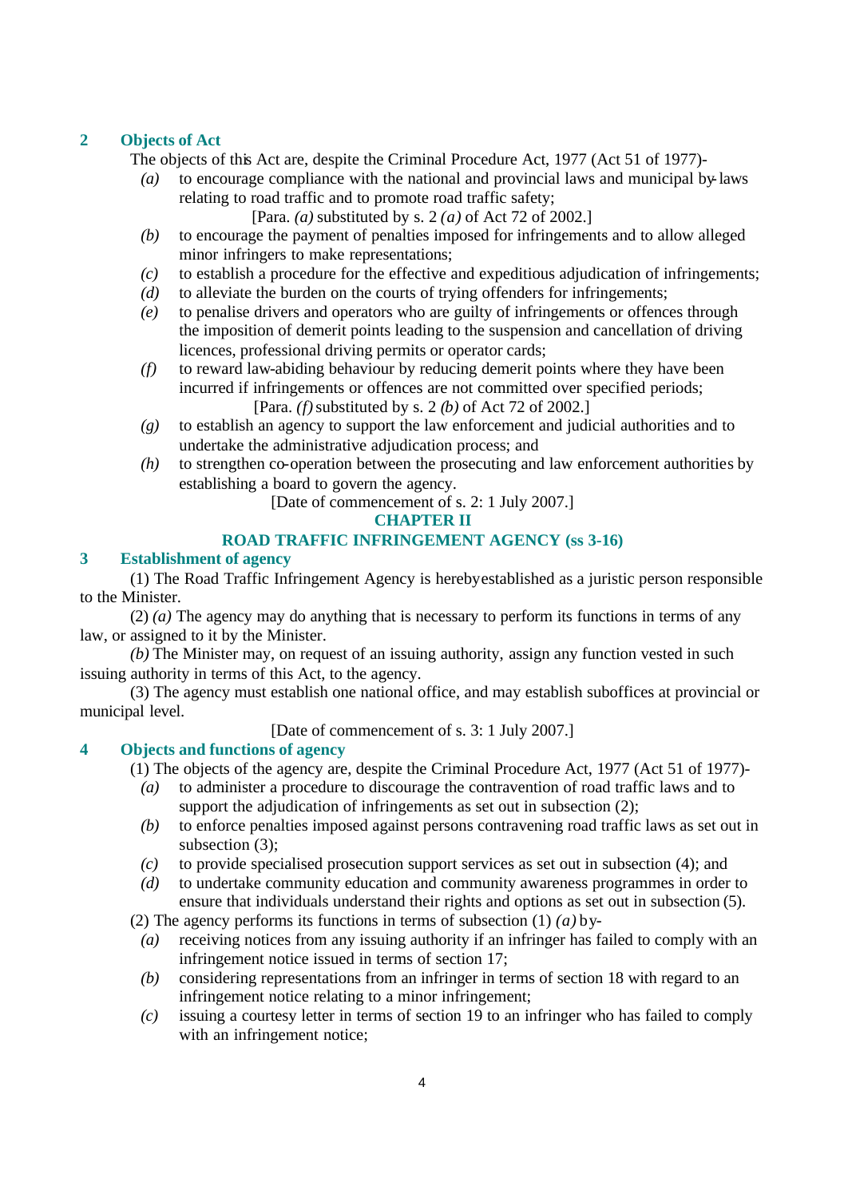## 2 Objects of Act

The objects of this Act are, despite the Criminal Procedure Act, 1977 (Act 51 of 1977)-

*(a)* to encourage compliance with the national and provincial laws and municipal by-laws relating to road traffic and to promote road traffic safety;

[Para. *(a)* substituted by s. 2 *(a)* of Act 72 of 2002.]

*(b)* to encourage the payment of penalties imposed for infringements and to allow alleged minor infringers to make representations;

*(c)* to establish a procedure for the effective and expeditious adjudication of infringements;

*(d)* to alleviate the burden on the courts of trying offenders for infringements;

*(e)* to penalise drivers and operators who are guilty of infringements or offences through the imposition of demerit points leading to the suspension and cancellation of driving licences, professional driving permits or operator cards;

*(f)* to reward law-abiding behaviour by reducing demerit points where they have been incurred if infringements or offences are not committed over specified periods;

[Para. *(f)* substituted by s. 2 *(b)* of Act 72 of 2002.]

*(g)* to establish an agency to support the law enforcement and judicial authorities and to undertake the administrative adjudication process; and

*(h)* to strengthen co-operation between the prosecuting and law enforcement authorities by establishing a board to govern the agency.

[Date of commencement of s. 2: 1 July 2007.]

# CHAPTER II

# ROAD TRAFFIC INFRINGEMENT AGENCY (ss 3-16)

## 3 Establishment of agency

(1) The Road Traffic Infringement Agency is hereby established as a juristic person responsible to the Minister.

(2) *(a)* The agency may do anything that is necessary to perform its functions in terms of any law, or assigned to it by the Minister.

*(b)* The Minister may, on request of an issuing authority, assign any function vested in such issuing authority in terms of this Act, to the agency.

(3) The agency must establish one national office, and may establish suboffices at provincial or municipal level.

[Date of commencement of s. 3: 1 July 2007.]

## 4 Objects and functions of agency

(1) The objects of the agency are, despite the Criminal Procedure Act, 1977 (Act 51 of 1977)-

*(a)* to administer a procedure to discourage the contravention of road traffic laws and to support the adjudication of infringements as set out in subsection (2);

*(b)* to enforce penalties imposed against persons contravening road traffic laws as set out in subsection (3);

*(c)* to provide specialised prosecution support services as set out in subsection (4); and

*(d)* to undertake community education and community awareness programmes in order to ensure that individuals understand their rights and options as set out in subsection (5).

(2) The agency performs its functions in terms of subsection (1) *(a)* by-

*(a)* receiving notices from any issuing authority if an infringer has failed to comply with an infringement notice issued in terms of section 17;

*(b)* considering representations from an infringer in terms of section 18 with regard to an infringement notice relating to a minor infringement;

*(c)* issuing a courtesy letter in terms of section 19 to an infringer who has failed to comply with an infringement notice;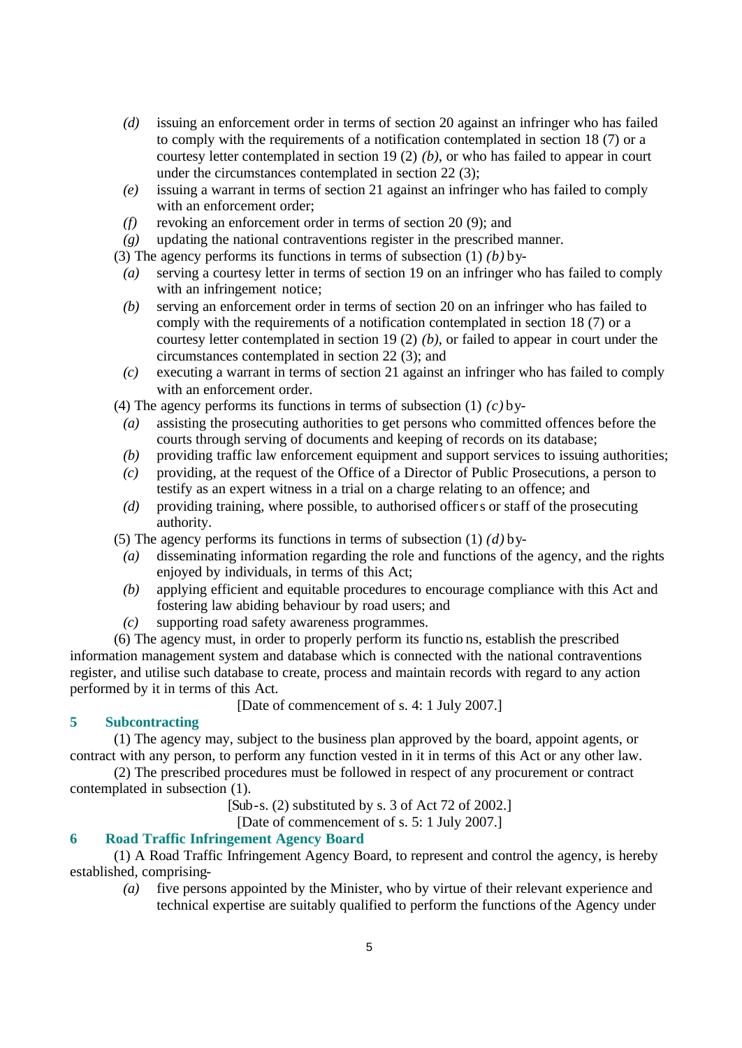*(d)* issuing an enforcement order in terms of section 20 against an infringer who has failed to comply with the requirements of a notification contemplated in section 18 (7) or a courtesy letter contemplated in section 19 (2) *(b)*, or who has failed to appear in court under the circumstances contemplated in section 22 (3);

*(e)* issuing a warrant in terms of section 21 against an infringer who has failed to comply with an enforcement order;

*(f)* revoking an enforcement order in terms of section 20 (9); and

*(g)* updating the national contraventions register in the prescribed manner.

(3) The agency performs its functions in terms of subsection (1) *(b)* by-

*(a)* serving a courtesy letter in terms of section 19 on an infringer who has failed to comply with an infringement notice;

*(b)* serving an enforcement order in terms of section 20 on an infringer who has failed to comply with the requirements of a notification contemplated in section 18 (7) or a courtesy letter contemplated in section 19 (2) *(b)*, or failed to appear in court under the circumstances contemplated in section 22 (3); and

*(c)* executing a warrant in terms of section 21 against an infringer who has failed to comply with an enforcement order.

(4) The agency performs its functions in terms of subsection (1) *(c)* by-

*(a)* assisting the prosecuting authorities to get persons who committed offences before the courts through serving of documents and keeping of records on its database;

*(b)* providing traffic law enforcement equipment and support services to issuing authorities;

*(c)* providing, at the request of the Office of a Director of Public Prosecutions, a person to testify as an expert witness in a trial on a charge relating to an offence; and

*(d)* providing training, where possible, to authorised officers or staff of the prosecuting authority.

(5) The agency performs its functions in terms of subsection (1) *(d)* by-

*(a)* disseminating information regarding the role and functions of the agency, and the rights enjoyed by individuals, in terms of this Act;

*(b)* applying efficient and equitable procedures to encourage compliance with this Act and fostering law abiding behaviour by road users; and

*(c)* supporting road safety awareness programmes.

(6) The agency must, in order to properly perform its functions, establish the prescribed information management system and database which is connected with the national contraventions register, and utilise such database to create, process and maintain records with regard to any action performed by it in terms of this Act.

[Date of commencement of s. 4: 1 July 2007.]

### 5 Subcontracting

(1) The agency may, subject to the business plan approved by the board, appoint agents, or contract with any person, to perform any function vested in it in terms of this Act or any other law.

(2) The prescribed procedures must be followed in respect of any procurement or contract contemplated in subsection (1).

[Sub-s. (2) substituted by s. 3 of Act 72 of 2002.]

[Date of commencement of s. 5: 1 July 2007.]

### 6 Road Traffic Infringement Agency Board

(1) A Road Traffic Infringement Agency Board, to represent and control the agency, is hereby established, comprising-

*(a)* five persons appointed by the Minister, who by virtue of their relevant experience and technical expertise are suitably qualified to perform the functions of the Agency under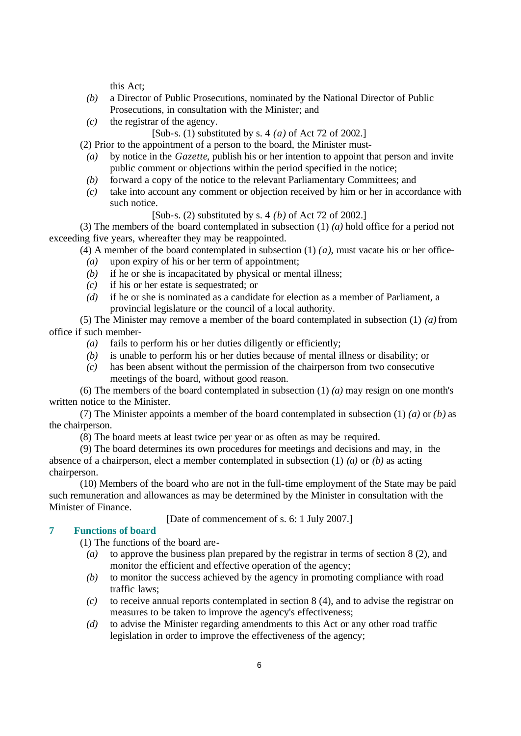this Act;

*(b)* a Director of Public Prosecutions, nominated by the National Director of Public Prosecutions, in consultation with the Minister; and

*(c)* the registrar of the agency.

[Sub-s. (1) substituted by s. 4 *(a)* of Act 72 of 2002.]

(2) Prior to the appointment of a person to the board, the Minister must-

*(a)* by notice in the *Gazette*, publish his or her intention to appoint that person and invite public comment or objections within the period specified in the notice;

*(b)* forward a copy of the notice to the relevant Parliamentary Committees; and

*(c)* take into account any comment or objection received by him or her in accordance with such notice.

[Sub-s. (2) substituted by s. 4 *(b)* of Act 72 of 2002.]

(3) The members of the board contemplated in subsection (1) *(a)* hold office for a period not exceeding five years, whereafter they may be reappointed.

(4) A member of the board contemplated in subsection (1) *(a)*, must vacate his or her office-

*(a)* upon expiry of his or her term of appointment;

*(b)* if he or she is incapacitated by physical or mental illness;

*(c)* if his or her estate is sequestrated; or

*(d)* if he or she is nominated as a candidate for election as a member of Parliament, a provincial legislature or the council of a local authority.

(5) The Minister may remove a member of the board contemplated in subsection (1) *(a)* from office if such member-

*(a)* fails to perform his or her duties diligently or efficiently;

*(b)* is unable to perform his or her duties because of mental illness or disability; or

*(c)* has been absent without the permission of the chairperson from two consecutive meetings of the board, without good reason.

(6) The members of the board contemplated in subsection (1) *(a)* may resign on one month's written notice to the Minister.

(7) The Minister appoints a member of the board contemplated in subsection (1) *(a)* or *(b)* as the chairperson.

(8) The board meets at least twice per year or as often as may be required.

(9) The board determines its own procedures for meetings and decisions and may, in the absence of a chairperson, elect a member contemplated in subsection (1) *(a)* or *(b)* as acting chairperson.

(10) Members of the board who are not in the full-time employment of the State may be paid such remuneration and allowances as may be determined by the Minister in consultation with the Minister of Finance.

[Date of commencement of s. 6: 1 July 2007.]

## 7 Functions of board

(1) The functions of the board are-

*(a)* to approve the business plan prepared by the registrar in terms of section 8 (2), and monitor the efficient and effective operation of the agency;

*(b)* to monitor the success achieved by the agency in promoting compliance with road traffic laws;

*(c)* to receive annual reports contemplated in section 8 (4), and to advise the registrar on measures to be taken to improve the agency's effectiveness;

*(d)* to advise the Minister regarding amendments to this Act or any other road traffic legislation in order to improve the effectiveness of the agency;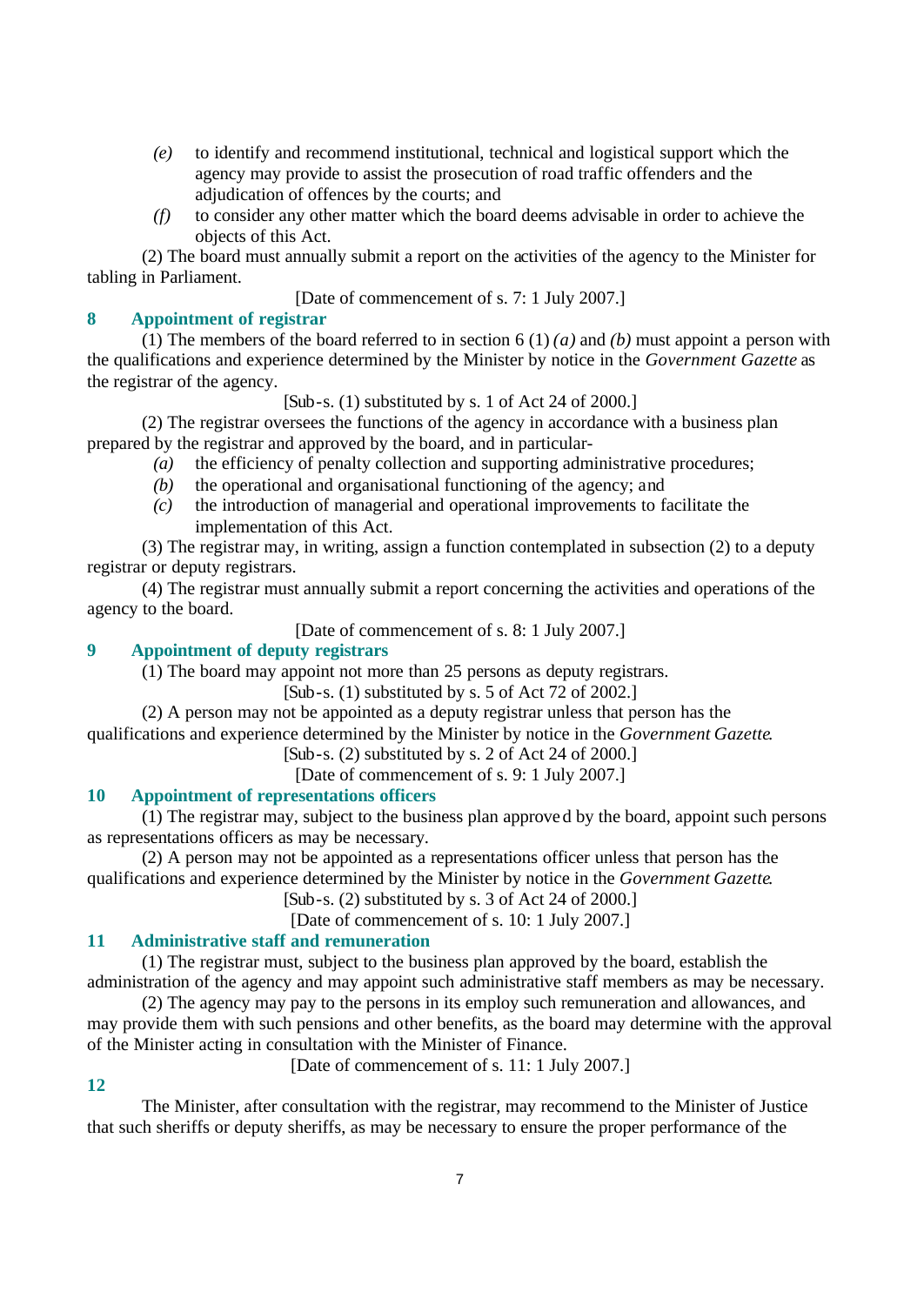*(e)* to identify and recommend institutional, technical and logistical support which the agency may provide to assist the prosecution of road traffic offenders and the adjudication of offences by the courts; and

*(f)* to consider any other matter which the board deems advisable in order to achieve the objects of this Act.

(2) The board must annually submit a report on the activities of the agency to the Minister for tabling in Parliament.

[Date of commencement of s. 7: 1 July 2007.]

### 8 Appointment of registrar

(1) The members of the board referred to in section 6 (1) *(a)* and *(b)* must appoint a person with the qualifications and experience determined by the Minister by notice in the *Government Gazette* as the registrar of the agency.

[Sub-s. (1) substituted by s. 1 of Act 24 of 2000.]

(2) The registrar oversees the functions of the agency in accordance with a business plan prepared by the registrar and approved by the board, and in particular-

*(a)* the efficiency of penalty collection and supporting administrative procedures;

*(b)* the operational and organisational functioning of the agency; and

*(c)* the introduction of managerial and operational improvements to facilitate the implementation of this Act.

(3) The registrar may, in writing, assign a function contemplated in subsection (2) to a deputy registrar or deputy registrars.

(4) The registrar must annually submit a report concerning the activities and operations of the agency to the board.

[Date of commencement of s. 8: 1 July 2007.]

### 9 Appointment of deputy registrars

(1) The board may appoint not more than 25 persons as deputy registrars.

[Sub-s. (1) substituted by s. 5 of Act 72 of 2002.]

(2) A person may not be appointed as a deputy registrar unless that person has the qualifications and experience determined by the Minister by notice in the *Government Gazette*.

[Sub-s. (2) substituted by s. 2 of Act 24 of 2000.]

[Date of commencement of s. 9: 1 July 2007.]

### 10 Appointment of representations officers

(1) The registrar may, subject to the business plan approved by the board, appoint such persons as representations officers as may be necessary.

(2) A person may not be appointed as a representations officer unless that person has the qualifications and experience determined by the Minister by notice in the *Government Gazette*.

[Sub-s. (2) substituted by s. 3 of Act 24 of 2000.]

[Date of commencement of s. 10: 1 July 2007.]

### 11 Administrative staff and remuneration

(1) The registrar must, subject to the business plan approved by the board, establish the administration of the agency and may appoint such administrative staff members as may be necessary.

(2) The agency may pay to the persons in its employ such remuneration and allowances, and may provide them with such pensions and other benefits, as the board may determine with the approval of the Minister acting in consultation with the Minister of Finance.

[Date of commencement of s. 11: 1 July 2007.]

### 12

The Minister, after consultation with the registrar, may recommend to the Minister of Justice that such sheriffs or deputy sheriffs, as may be necessary to ensure the proper performance of the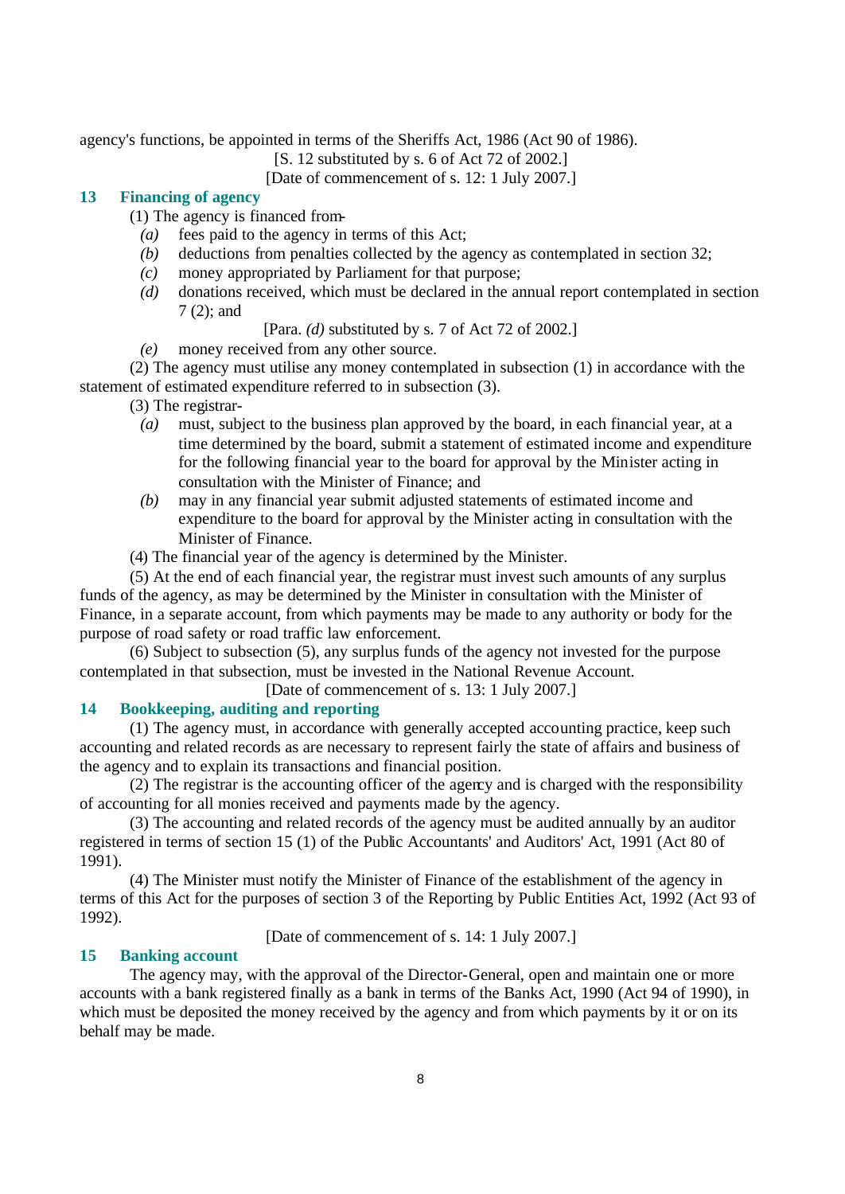agency's functions, be appointed in terms of the Sheriffs Act, 1986 (Act 90 of 1986).

[S. 12 substituted by s. 6 of Act 72 of 2002.]

[Date of commencement of s. 12: 1 July 2007.]

## 13 Financing of agency

(1) The agency is financed from-

*(a)* fees paid to the agency in terms of this Act;

*(b)* deductions from penalties collected by the agency as contemplated in section 32;

*(c)* money appropriated by Parliament for that purpose;

*(d)* donations received, which must be declared in the annual report contemplated in section 7 (2); and

[Para. *(d)* substituted by s. 7 of Act 72 of 2002.]

*(e)* money received from any other source.

(2) The agency must utilise any money contemplated in subsection (1) in accordance with the statement of estimated expenditure referred to in subsection (3).

(3) The registrar-

*(a)* must, subject to the business plan approved by the board, in each financial year, at a time determined by the board, submit a statement of estimated income and expenditure for the following financial year to the board for approval by the Minister acting in consultation with the Minister of Finance; and

*(b)* may in any financial year submit adjusted statements of estimated income and expenditure to the board for approval by the Minister acting in consultation with the Minister of Finance.

(4) The financial year of the agency is determined by the Minister.

(5) At the end of each financial year, the registrar must invest such amounts of any surplus funds of the agency, as may be determined by the Minister in consultation with the Minister of Finance, in a separate account, from which payments may be made to any authority or body for the purpose of road safety or road traffic law enforcement.

(6) Subject to subsection (5), any surplus funds of the agency not invested for the purpose contemplated in that subsection, must be invested in the National Revenue Account.

[Date of commencement of s. 13: 1 July 2007.]

## 14 Bookkeeping, auditing and reporting

(1) The agency must, in accordance with generally accepted accounting practice, keep such accounting and related records as are necessary to represent fairly the state of affairs and business of the agency and to explain its transactions and financial position.

(2) The registrar is the accounting officer of the agency and is charged with the responsibility of accounting for all monies received and payments made by the agency.

(3) The accounting and related records of the agency must be audited annually by an auditor registered in terms of section 15 (1) of the Public Accountants' and Auditors' Act, 1991 (Act 80 of 1991).

(4) The Minister must notify the Minister of Finance of the establishment of the agency in terms of this Act for the purposes of section 3 of the Reporting by Public Entities Act, 1992 (Act 93 of 1992).

[Date of commencement of s. 14: 1 July 2007.]

## 15 Banking account

The agency may, with the approval of the Director-General, open and maintain one or more accounts with a bank registered finally as a bank in terms of the Banks Act, 1990 (Act 94 of 1990), in which must be deposited the money received by the agency and from which payments by it or on its behalf may be made.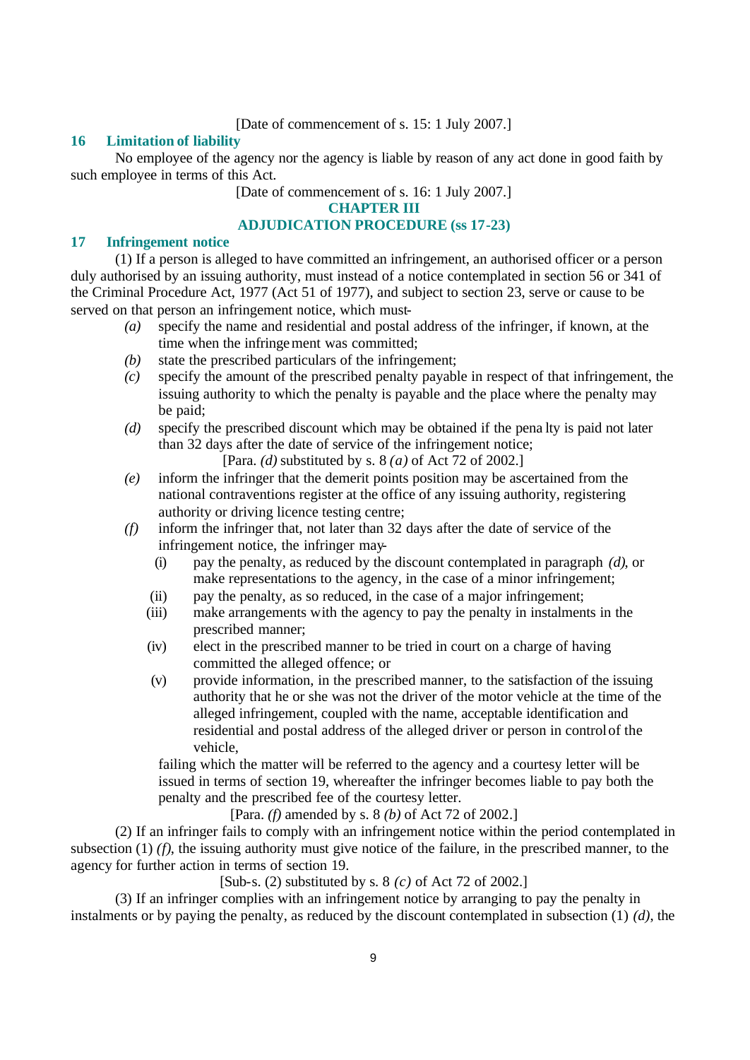[Date of commencement of s. 15: 1 July 2007.]

## 16 Limitation of liability

No employee of the agency nor the agency is liable by reason of any act done in good faith by such employee in terms of this Act.

[Date of commencement of s. 16: 1 July 2007.]

# CHAPTER III
# ADJUDICATION PROCEDURE (ss 17-23)

## 17 Infringement notice

(1) If a person is alleged to have committed an infringement, an authorised officer or a person duly authorised by an issuing authority, must instead of a notice contemplated in section 56 or 341 of the Criminal Procedure Act, 1977 (Act 51 of 1977), and subject to section 23, serve or cause to be served on that person an infringement notice, which must-

*(a)* specify the name and residential and postal address of the infringer, if known, at the time when the infringement was committed;

*(b)* state the prescribed particulars of the infringement;

*(c)* specify the amount of the prescribed penalty payable in respect of that infringement, the issuing authority to which the penalty is payable and the place where the penalty may be paid;

*(d)* specify the prescribed discount which may be obtained if the penalty is paid not later than 32 days after the date of service of the infringement notice;

[Para. *(d)* substituted by s. 8 *(a)* of Act 72 of 2002.]

*(e)* inform the infringer that the demerit points position may be ascertained from the national contraventions register at the office of any issuing authority, registering authority or driving licence testing centre;

*(f)* inform the infringer that, not later than 32 days after the date of service of the infringement notice, the infringer may-

(i) pay the penalty, as reduced by the discount contemplated in paragraph *(d)*, or make representations to the agency, in the case of a minor infringement;

(ii) pay the penalty, as so reduced, in the case of a major infringement;

(iii) make arrangements with the agency to pay the penalty in instalments in the prescribed manner;

(iv) elect in the prescribed manner to be tried in court on a charge of having committed the alleged offence; or

(v) provide information, in the prescribed manner, to the satisfaction of the issuing authority that he or she was not the driver of the motor vehicle at the time of the alleged infringement, coupled with the name, acceptable identification and residential and postal address of the alleged driver or person in control of the vehicle,

failing which the matter will be referred to the agency and a courtesy letter will be issued in terms of section 19, whereafter the infringer becomes liable to pay both the penalty and the prescribed fee of the courtesy letter.

[Para. *(f)* amended by s. 8 *(b)* of Act 72 of 2002.]

(2) If an infringer fails to comply with an infringement notice within the period contemplated in subsection (1) *(f)*, the issuing authority must give notice of the failure, in the prescribed manner, to the agency for further action in terms of section 19.

[Sub-s. (2) substituted by s. 8 *(c)* of Act 72 of 2002.]

(3) If an infringer complies with an infringement notice by arranging to pay the penalty in instalments or by paying the penalty, as reduced by the discount contemplated in subsection (1) *(d)*, the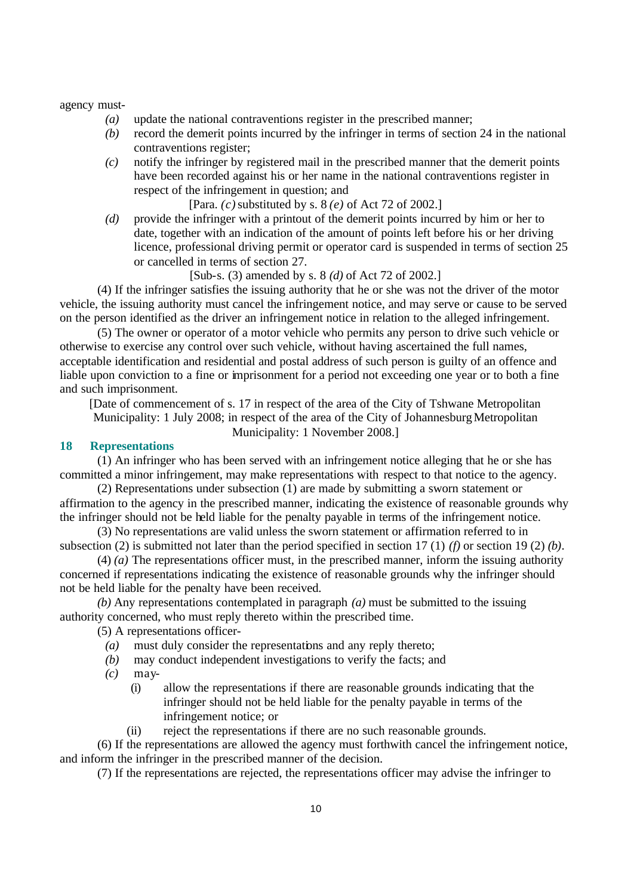agency must-

*(a)* update the national contraventions register in the prescribed manner;

*(b)* record the demerit points incurred by the infringer in terms of section 24 in the national contraventions register;

*(c)* notify the infringer by registered mail in the prescribed manner that the demerit points have been recorded against his or her name in the national contraventions register in respect of the infringement in question; and

[Para. *(c)* substituted by s. 8 *(e)* of Act 72 of 2002.]

*(d)* provide the infringer with a printout of the demerit points incurred by him or her to date, together with an indication of the amount of points left before his or her driving licence, professional driving permit or operator card is suspended in terms of section 25 or cancelled in terms of section 27.

[Sub-s. (3) amended by s. 8 *(d)* of Act 72 of 2002.]

(4) If the infringer satisfies the issuing authority that he or she was not the driver of the motor vehicle, the issuing authority must cancel the infringement notice, and may serve or cause to be served on the person identified as the driver an infringement notice in relation to the alleged infringement.

(5) The owner or operator of a motor vehicle who permits any person to drive such vehicle or otherwise to exercise any control over such vehicle, without having ascertained the full names, acceptable identification and residential and postal address of such person is guilty of an offence and liable upon conviction to a fine or imprisonment for a period not exceeding one year or to both a fine and such imprisonment.

[Date of commencement of s. 17 in respect of the area of the City of Tshwane Metropolitan Municipality: 1 July 2008; in respect of the area of the City of Johannesburg Metropolitan Municipality: 1 November 2008.]

## 18 Representations

(1) An infringer who has been served with an infringement notice alleging that he or she has committed a minor infringement, may make representations with respect to that notice to the agency.

(2) Representations under subsection (1) are made by submitting a sworn statement or affirmation to the agency in the prescribed manner, indicating the existence of reasonable grounds why the infringer should not be held liable for the penalty payable in terms of the infringement notice.

(3) No representations are valid unless the sworn statement or affirmation referred to in subsection (2) is submitted not later than the period specified in section 17 (1) *(f)* or section 19 (2) *(b)*.

(4) *(a)* The representations officer must, in the prescribed manner, inform the issuing authority concerned if representations indicating the existence of reasonable grounds why the infringer should not be held liable for the penalty have been received.

*(b)* Any representations contemplated in paragraph *(a)* must be submitted to the issuing authority concerned, who must reply thereto within the prescribed time.

(5) A representations officer-

*(a)* must duly consider the representations and any reply thereto;

*(b)* may conduct independent investigations to verify the facts; and

*(c)* may-

(i) allow the representations if there are reasonable grounds indicating that the infringer should not be held liable for the penalty payable in terms of the infringement notice; or

(ii) reject the representations if there are no such reasonable grounds.

(6) If the representations are allowed the agency must forthwith cancel the infringement notice, and inform the infringer in the prescribed manner of the decision.

(7) If the representations are rejected, the representations officer may advise the infringer to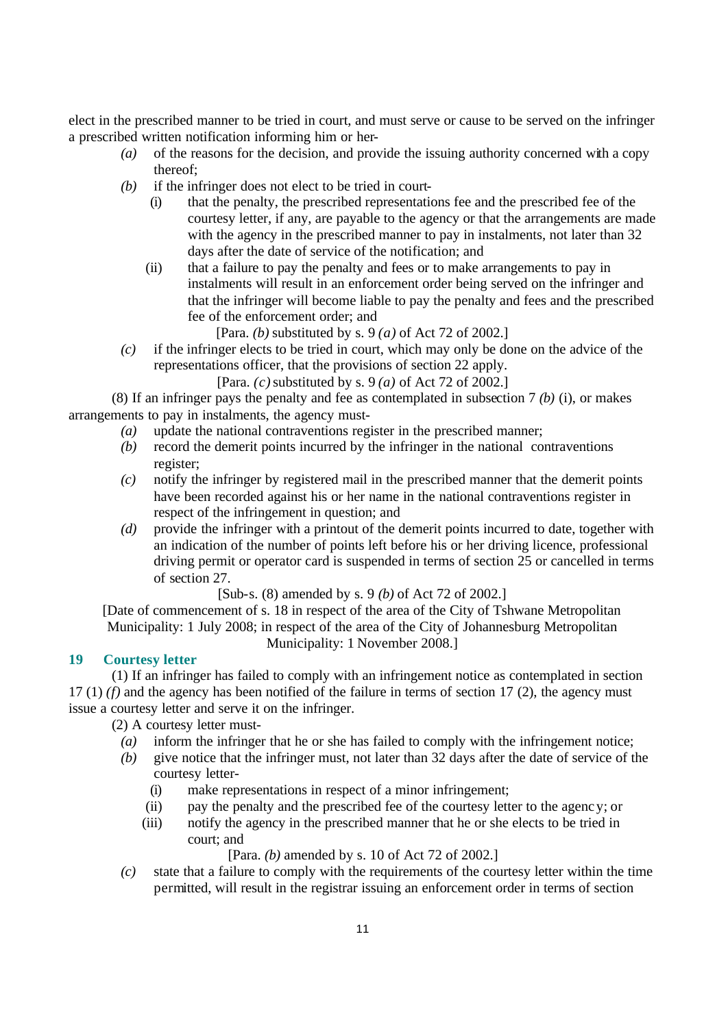elect in the prescribed manner to be tried in court, and must serve or cause to be served on the infringer a prescribed written notification informing him or her-

*(a)* of the reasons for the decision, and provide the issuing authority concerned with a copy thereof;

*(b)* if the infringer does not elect to be tried in court-

(i) that the penalty, the prescribed representations fee and the prescribed fee of the courtesy letter, if any, are payable to the agency or that the arrangements are made with the agency in the prescribed manner to pay in instalments, not later than 32 days after the date of service of the notification; and

(ii) that a failure to pay the penalty and fees or to make arrangements to pay in instalments will result in an enforcement order being served on the infringer and that the infringer will become liable to pay the penalty and fees and the prescribed fee of the enforcement order; and

[Para. *(b)* substituted by s. 9 *(a)* of Act 72 of 2002.]

*(c)* if the infringer elects to be tried in court, which may only be done on the advice of the representations officer, that the provisions of section 22 apply.

[Para. *(c)* substituted by s. 9 *(a)* of Act 72 of 2002.]

(8) If an infringer pays the penalty and fee as contemplated in subsection 7 *(b)* (i), or makes arrangements to pay in instalments, the agency must-

*(a)* update the national contraventions register in the prescribed manner;

*(b)* record the demerit points incurred by the infringer in the national contraventions register;

*(c)* notify the infringer by registered mail in the prescribed manner that the demerit points have been recorded against his or her name in the national contraventions register in respect of the infringement in question; and

*(d)* provide the infringer with a printout of the demerit points incurred to date, together with an indication of the number of points left before his or her driving licence, professional driving permit or operator card is suspended in terms of section 25 or cancelled in terms of section 27.

[Sub-s. (8) amended by s. 9 *(b)* of Act 72 of 2002.]

[Date of commencement of s. 18 in respect of the area of the City of Tshwane Metropolitan Municipality: 1 July 2008; in respect of the area of the City of Johannesburg Metropolitan Municipality: 1 November 2008.]

## 19 Courtesy letter

(1) If an infringer has failed to comply with an infringement notice as contemplated in section 17 (1) *(f)* and the agency has been notified of the failure in terms of section 17 (2), the agency must issue a courtesy letter and serve it on the infringer.

(2) A courtesy letter must-

*(a)* inform the infringer that he or she has failed to comply with the infringement notice;

*(b)* give notice that the infringer must, not later than 32 days after the date of service of the courtesy letter-

(i) make representations in respect of a minor infringement;

(ii) pay the penalty and the prescribed fee of the courtesy letter to the agency; or

(iii) notify the agency in the prescribed manner that he or she elects to be tried in court; and

[Para. *(b)* amended by s. 10 of Act 72 of 2002.]

*(c)* state that a failure to comply with the requirements of the courtesy letter within the time permitted, will result in the registrar issuing an enforcement order in terms of section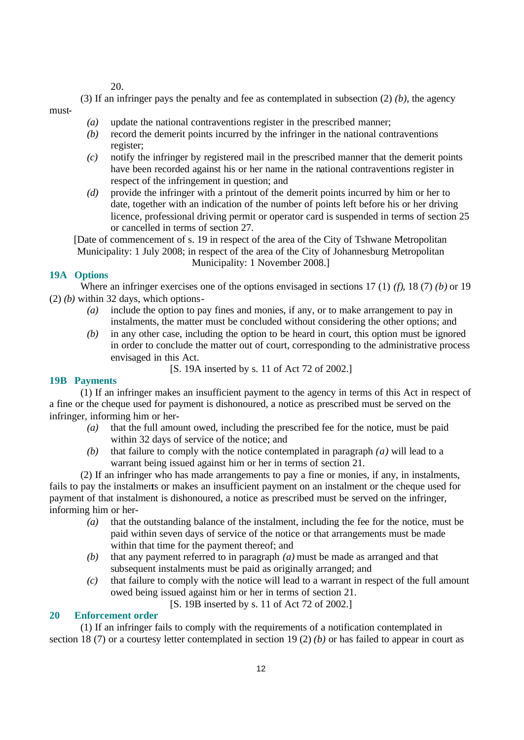20.

(3) If an infringer pays the penalty and fee as contemplated in subsection (2) *(b)*, the agency must-

- *(a)* update the national contraventions register in the prescribed manner;
- *(b)* record the demerit points incurred by the infringer in the national contraventions register;
- *(c)* notify the infringer by registered mail in the prescribed manner that the demerit points have been recorded against his or her name in the national contraventions register in respect of the infringement in question; and
- *(d)* provide the infringer with a printout of the demerit points incurred by him or her to date, together with an indication of the number of points left before his or her driving licence, professional driving permit or operator card is suspended in terms of section 25 or cancelled in terms of section 27.

[Date of commencement of s. 19 in respect of the area of the City of Tshwane Metropolitan Municipality: 1 July 2008; in respect of the area of the City of Johannesburg Metropolitan Municipality: 1 November 2008.]

### 19A Options

Where an infringer exercises one of the options envisaged in sections 17 (1) *(f)*, 18 (7) *(b)* or 19 (2) *(b)* within 32 days, which options-

- *(a)* include the option to pay fines and monies, if any, or to make arrangement to pay in instalments, the matter must be concluded without considering the other options; and
- *(b)* in any other case, including the option to be heard in court, this option must be ignored in order to conclude the matter out of court, corresponding to the administrative process envisaged in this Act.

[S. 19A inserted by s. 11 of Act 72 of 2002.]

### 19B Payments

(1) If an infringer makes an insufficient payment to the agency in terms of this Act in respect of a fine or the cheque used for payment is dishonoured, a notice as prescribed must be served on the infringer, informing him or her-

- *(a)* that the full amount owed, including the prescribed fee for the notice, must be paid within 32 days of service of the notice; and
- *(b)* that failure to comply with the notice contemplated in paragraph *(a)* will lead to a warrant being issued against him or her in terms of section 21.

(2) If an infringer who has made arrangements to pay a fine or monies, if any, in instalments, fails to pay the instalments or makes an insufficient payment on an instalment or the cheque used for payment of that instalment is dishonoured, a notice as prescribed must be served on the infringer, informing him or her-

- *(a)* that the outstanding balance of the instalment, including the fee for the notice, must be paid within seven days of service of the notice or that arrangements must be made within that time for the payment thereof; and
- *(b)* that any payment referred to in paragraph *(a)* must be made as arranged and that subsequent instalments must be paid as originally arranged; and
- *(c)* that failure to comply with the notice will lead to a warrant in respect of the full amount owed being issued against him or her in terms of section 21.

[S. 19B inserted by s. 11 of Act 72 of 2002.]

### 20 Enforcement order

(1) If an infringer fails to comply with the requirements of a notification contemplated in section 18 (7) or a courtesy letter contemplated in section 19 (2) *(b)* or has failed to appear in court as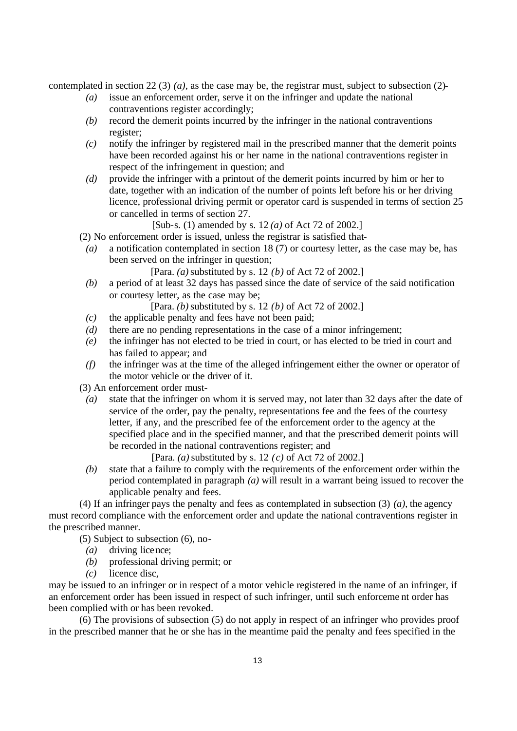contemplated in section 22 (3) *(a)*, as the case may be, the registrar must, subject to subsection (2)-

*(a)* issue an enforcement order, serve it on the infringer and update the national contraventions register accordingly;

*(b)* record the demerit points incurred by the infringer in the national contraventions register;

*(c)* notify the infringer by registered mail in the prescribed manner that the demerit points have been recorded against his or her name in the national contraventions register in respect of the infringement in question; and

*(d)* provide the infringer with a printout of the demerit points incurred by him or her to date, together with an indication of the number of points left before his or her driving licence, professional driving permit or operator card is suspended in terms of section 25 or cancelled in terms of section 27.

[Sub-s. (1) amended by s. 12 *(a)* of Act 72 of 2002.]

(2) No enforcement order is issued, unless the registrar is satisfied that-

*(a)* a notification contemplated in section 18 (7) or courtesy letter, as the case may be, has been served on the infringer in question;

[Para. *(a)* substituted by s. 12 *(b)* of Act 72 of 2002.]

*(b)* a period of at least 32 days has passed since the date of service of the said notification or courtesy letter, as the case may be;

[Para. *(b)* substituted by s. 12 *(b)* of Act 72 of 2002.]

*(c)* the applicable penalty and fees have not been paid;

*(d)* there are no pending representations in the case of a minor infringement;

*(e)* the infringer has not elected to be tried in court, or has elected to be tried in court and has failed to appear; and

*(f)* the infringer was at the time of the alleged infringement either the owner or operator of the motor vehicle or the driver of it.

(3) An enforcement order must-

*(a)* state that the infringer on whom it is served may, not later than 32 days after the date of service of the order, pay the penalty, representations fee and the fees of the courtesy letter, if any, and the prescribed fee of the enforcement order to the agency at the specified place and in the specified manner, and that the prescribed demerit points will be recorded in the national contraventions register; and

[Para. *(a)* substituted by s. 12 *(c)* of Act 72 of 2002.]

*(b)* state that a failure to comply with the requirements of the enforcement order within the period contemplated in paragraph *(a)* will result in a warrant being issued to recover the applicable penalty and fees.

(4) If an infringer pays the penalty and fees as contemplated in subsection (3) *(a)*, the agency must record compliance with the enforcement order and update the national contraventions register in the prescribed manner.

(5) Subject to subsection (6), no-

*(a)* driving licence;

*(b)* professional driving permit; or

*(c)* licence disc,

may be issued to an infringer or in respect of a motor vehicle registered in the name of an infringer, if an enforcement order has been issued in respect of such infringer, until such enforcement order has been complied with or has been revoked.

(6) The provisions of subsection (5) do not apply in respect of an infringer who provides proof in the prescribed manner that he or she has in the meantime paid the penalty and fees specified in the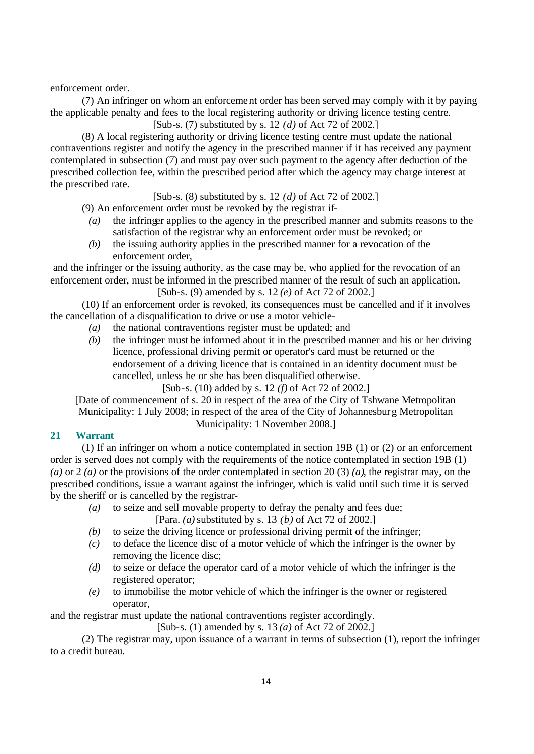enforcement order.

(7) An infringer on whom an enforcement order has been served may comply with it by paying the applicable penalty and fees to the local registering authority or driving licence testing centre.

[Sub-s. (7) substituted by s. 12 *(d)* of Act 72 of 2002.]

(8) A local registering authority or driving licence testing centre must update the national contraventions register and notify the agency in the prescribed manner if it has received any payment contemplated in subsection (7) and must pay over such payment to the agency after deduction of the prescribed collection fee, within the prescribed period after which the agency may charge interest at the prescribed rate.

[Sub-s. (8) substituted by s. 12 *(d)* of Act 72 of 2002.]

(9) An enforcement order must be revoked by the registrar if-

*(a)* the infringer applies to the agency in the prescribed manner and submits reasons to the satisfaction of the registrar why an enforcement order must be revoked; or

*(b)* the issuing authority applies in the prescribed manner for a revocation of the enforcement order,

and the infringer or the issuing authority, as the case may be, who applied for the revocation of an enforcement order, must be informed in the prescribed manner of the result of such an application.

[Sub-s. (9) amended by s. 12 *(e)* of Act 72 of 2002.]

(10) If an enforcement order is revoked, its consequences must be cancelled and if it involves the cancellation of a disqualification to drive or use a motor vehicle-

*(a)* the national contraventions register must be updated; and

*(b)* the infringer must be informed about it in the prescribed manner and his or her driving licence, professional driving permit or operator's card must be returned or the endorsement of a driving licence that is contained in an identity document must be cancelled, unless he or she has been disqualified otherwise.

[Sub-s. (10) added by s. 12 *(f)* of Act 72 of 2002.]

[Date of commencement of s. 20 in respect of the area of the City of Tshwane Metropolitan Municipality: 1 July 2008; in respect of the area of the City of Johannesburg Metropolitan Municipality: 1 November 2008.]

## 21 Warrant

(1) If an infringer on whom a notice contemplated in section 19B (1) or (2) or an enforcement order is served does not comply with the requirements of the notice contemplated in section 19B (1) *(a)* or 2 *(a)* or the provisions of the order contemplated in section 20 (3) *(a)*, the registrar may, on the prescribed conditions, issue a warrant against the infringer, which is valid until such time it is served by the sheriff or is cancelled by the registrar-

*(a)* to seize and sell movable property to defray the penalty and fees due;

[Para. *(a)* substituted by s. 13 *(b)* of Act 72 of 2002.]

*(b)* to seize the driving licence or professional driving permit of the infringer;

*(c)* to deface the licence disc of a motor vehicle of which the infringer is the owner by removing the licence disc;

*(d)* to seize or deface the operator card of a motor vehicle of which the infringer is the registered operator;

*(e)* to immobilise the motor vehicle of which the infringer is the owner or registered operator,

and the registrar must update the national contraventions register accordingly.

[Sub-s. (1) amended by s. 13 *(a)* of Act 72 of 2002.]

(2) The registrar may, upon issuance of a warrant in terms of subsection (1), report the infringer to a credit bureau.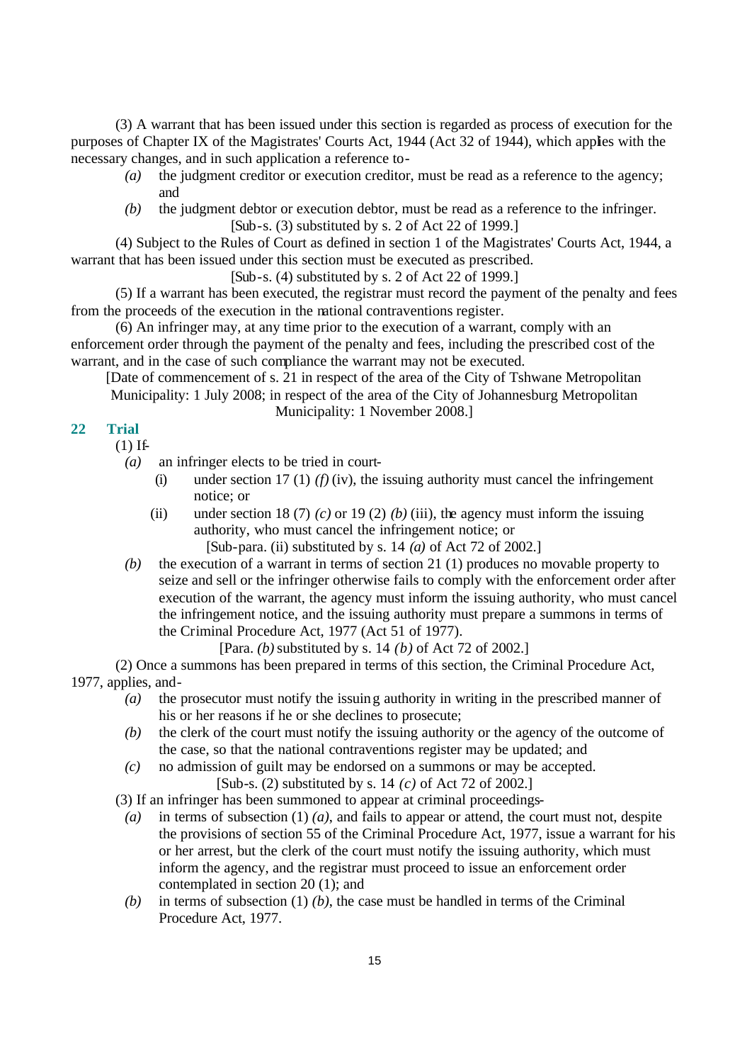(3) A warrant that has been issued under this section is regarded as process of execution for the purposes of Chapter IX of the Magistrates' Courts Act, 1944 (Act 32 of 1944), which applies with the necessary changes, and in such application a reference to-

*(a)* the judgment creditor or execution creditor, must be read as a reference to the agency; and

*(b)* the judgment debtor or execution debtor, must be read as a reference to the infringer.

[Sub-s. (3) substituted by s. 2 of Act 22 of 1999.]

(4) Subject to the Rules of Court as defined in section 1 of the Magistrates' Courts Act, 1944, a warrant that has been issued under this section must be executed as prescribed.

[Sub-s. (4) substituted by s. 2 of Act 22 of 1999.]

(5) If a warrant has been executed, the registrar must record the payment of the penalty and fees from the proceeds of the execution in the national contraventions register.

(6) An infringer may, at any time prior to the execution of a warrant, comply with an enforcement order through the payment of the penalty and fees, including the prescribed cost of the warrant, and in the case of such compliance the warrant may not be executed.

[Date of commencement of s. 21 in respect of the area of the City of Tshwane Metropolitan Municipality: 1 July 2008; in respect of the area of the City of Johannesburg Metropolitan Municipality: 1 November 2008.]

## 22 Trial

(1) If-

*(a)* an infringer elects to be tried in court-

(i) under section 17 (1) *(f)* (iv), the issuing authority must cancel the infringement notice; or

(ii) under section 18 (7) *(c)* or 19 (2) *(b)* (iii), the agency must inform the issuing authority, who must cancel the infringement notice; or

[Sub-para. (ii) substituted by s. 14 *(a)* of Act 72 of 2002.]

*(b)* the execution of a warrant in terms of section 21 (1) produces no movable property to seize and sell or the infringer otherwise fails to comply with the enforcement order after execution of the warrant, the agency must inform the issuing authority, who must cancel the infringement notice, and the issuing authority must prepare a summons in terms of the Criminal Procedure Act, 1977 (Act 51 of 1977).

[Para. *(b)* substituted by s. 14 *(b)* of Act 72 of 2002.]

(2) Once a summons has been prepared in terms of this section, the Criminal Procedure Act, 1977, applies, and-

*(a)* the prosecutor must notify the issuing authority in writing in the prescribed manner of his or her reasons if he or she declines to prosecute;

*(b)* the clerk of the court must notify the issuing authority or the agency of the outcome of the case, so that the national contraventions register may be updated; and

*(c)* no admission of guilt may be endorsed on a summons or may be accepted.

[Sub-s. (2) substituted by s. 14 *(c)* of Act 72 of 2002.]

(3) If an infringer has been summoned to appear at criminal proceedings-

*(a)* in terms of subsection (1) *(a)*, and fails to appear or attend, the court must not, despite the provisions of section 55 of the Criminal Procedure Act, 1977, issue a warrant for his or her arrest, but the clerk of the court must notify the issuing authority, which must inform the agency, and the registrar must proceed to issue an enforcement order contemplated in section 20 (1); and

*(b)* in terms of subsection (1) *(b)*, the case must be handled in terms of the Criminal Procedure Act, 1977.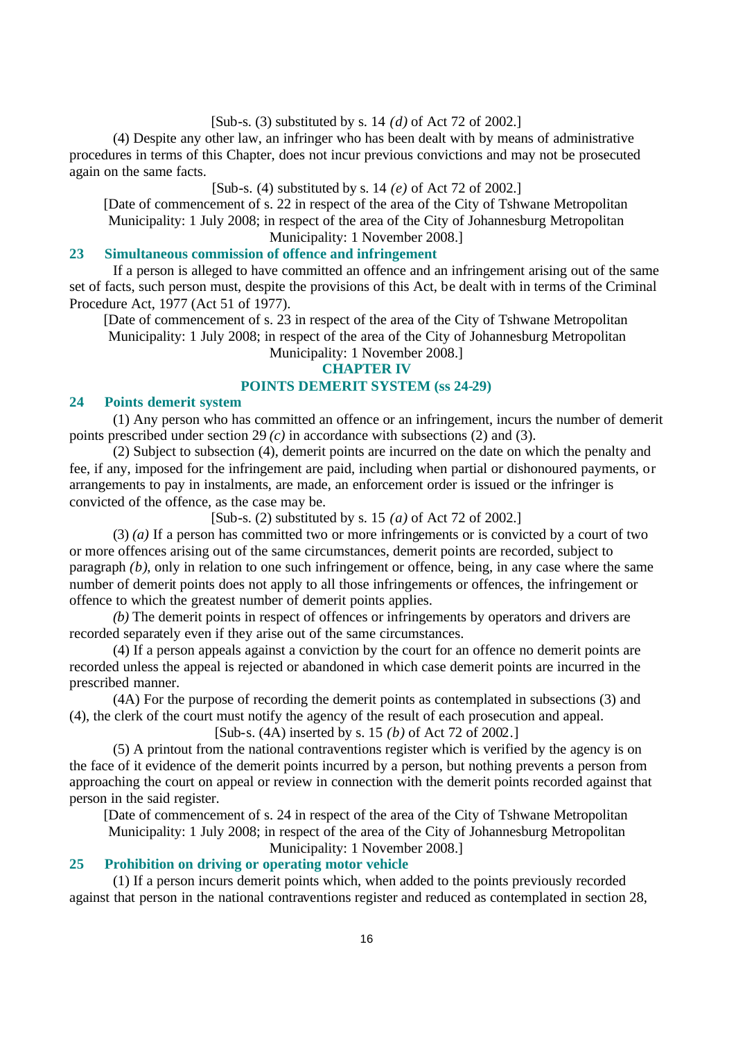[Sub-s. (3) substituted by s. 14 *(d)* of Act 72 of 2002.]

(4) Despite any other law, an infringer who has been dealt with by means of administrative procedures in terms of this Chapter, does not incur previous convictions and may not be prosecuted again on the same facts.

[Sub-s. (4) substituted by s. 14 *(e)* of Act 72 of 2002.]

[Date of commencement of s. 22 in respect of the area of the City of Tshwane Metropolitan Municipality: 1 July 2008; in respect of the area of the City of Johannesburg Metropolitan Municipality: 1 November 2008.]

### 23 Simultaneous commission of offence and infringement

If a person is alleged to have committed an offence and an infringement arising out of the same set of facts, such person must, despite the provisions of this Act, be dealt with in terms of the Criminal Procedure Act, 1977 (Act 51 of 1977).

[Date of commencement of s. 23 in respect of the area of the City of Tshwane Metropolitan Municipality: 1 July 2008; in respect of the area of the City of Johannesburg Metropolitan Municipality: 1 November 2008.]

## CHAPTER IV
## POINTS DEMERIT SYSTEM (ss 24-29)

### 24 Points demerit system

(1) Any person who has committed an offence or an infringement, incurs the number of demerit points prescribed under section 29 *(c)* in accordance with subsections (2) and (3).

(2) Subject to subsection (4), demerit points are incurred on the date on which the penalty and fee, if any, imposed for the infringement are paid, including when partial or dishonoured payments, or arrangements to pay in instalments, are made, an enforcement order is issued or the infringer is convicted of the offence, as the case may be.

[Sub-s. (2) substituted by s. 15 *(a)* of Act 72 of 2002.]

(3) *(a)* If a person has committed two or more infringements or is convicted by a court of two or more offences arising out of the same circumstances, demerit points are recorded, subject to paragraph *(b)*, only in relation to one such infringement or offence, being, in any case where the same number of demerit points does not apply to all those infringements or offences, the infringement or offence to which the greatest number of demerit points applies.

*(b)* The demerit points in respect of offences or infringements by operators and drivers are recorded separately even if they arise out of the same circumstances.

(4) If a person appeals against a conviction by the court for an offence no demerit points are recorded unless the appeal is rejected or abandoned in which case demerit points are incurred in the prescribed manner.

(4A) For the purpose of recording the demerit points as contemplated in subsections (3) and (4), the clerk of the court must notify the agency of the result of each prosecution and appeal.

[Sub-s. (4A) inserted by s. 15 *(b)* of Act 72 of 2002.]

(5) A printout from the national contraventions register which is verified by the agency is on the face of it evidence of the demerit points incurred by a person, but nothing prevents a person from approaching the court on appeal or review in connection with the demerit points recorded against that person in the said register.

[Date of commencement of s. 24 in respect of the area of the City of Tshwane Metropolitan Municipality: 1 July 2008; in respect of the area of the City of Johannesburg Metropolitan Municipality: 1 November 2008.]

### 25 Prohibition on driving or operating motor vehicle

(1) If a person incurs demerit points which, when added to the points previously recorded against that person in the national contraventions register and reduced as contemplated in section 28,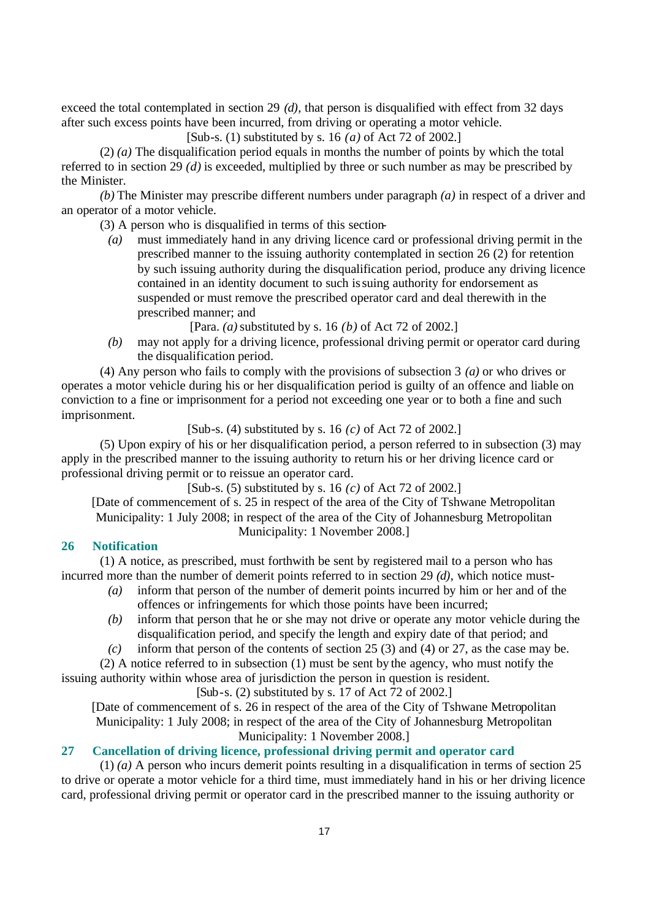exceed the total contemplated in section 29 *(d)*, that person is disqualified with effect from 32 days after such excess points have been incurred, from driving or operating a motor vehicle.

[Sub-s. (1) substituted by s. 16 *(a)* of Act 72 of 2002.]

(2) *(a)* The disqualification period equals in months the number of points by which the total referred to in section 29 *(d)* is exceeded, multiplied by three or such number as may be prescribed by the Minister.

*(b)* The Minister may prescribe different numbers under paragraph *(a)* in respect of a driver and an operator of a motor vehicle.

(3) A person who is disqualified in terms of this section-

*(a)* must immediately hand in any driving licence card or professional driving permit in the prescribed manner to the issuing authority contemplated in section 26 (2) for retention by such issuing authority during the disqualification period, produce any driving licence contained in an identity document to such issuing authority for endorsement as suspended or must remove the prescribed operator card and deal therewith in the prescribed manner; and

[Para. *(a)* substituted by s. 16 *(b)* of Act 72 of 2002.]

*(b)* may not apply for a driving licence, professional driving permit or operator card during the disqualification period.

(4) Any person who fails to comply with the provisions of subsection 3 *(a)* or who drives or operates a motor vehicle during his or her disqualification period is guilty of an offence and liable on conviction to a fine or imprisonment for a period not exceeding one year or to both a fine and such imprisonment.

[Sub-s. (4) substituted by s. 16 *(c)* of Act 72 of 2002.]

(5) Upon expiry of his or her disqualification period, a person referred to in subsection (3) may apply in the prescribed manner to the issuing authority to return his or her driving licence card or professional driving permit or to reissue an operator card.

[Sub-s. (5) substituted by s. 16 *(c)* of Act 72 of 2002.]

[Date of commencement of s. 25 in respect of the area of the City of Tshwane Metropolitan Municipality: 1 July 2008; in respect of the area of the City of Johannesburg Metropolitan Municipality: 1 November 2008.]

## 26 Notification

(1) A notice, as prescribed, must forthwith be sent by registered mail to a person who has incurred more than the number of demerit points referred to in section 29 *(d)*, which notice must-

*(a)* inform that person of the number of demerit points incurred by him or her and of the offences or infringements for which those points have been incurred;

*(b)* inform that person that he or she may not drive or operate any motor vehicle during the disqualification period, and specify the length and expiry date of that period; and

*(c)* inform that person of the contents of section 25 (3) and (4) or 27, as the case may be.

(2) A notice referred to in subsection (1) must be sent by the agency, who must notify the issuing authority within whose area of jurisdiction the person in question is resident.

[Sub-s. (2) substituted by s. 17 of Act 72 of 2002.]

[Date of commencement of s. 26 in respect of the area of the City of Tshwane Metropolitan Municipality: 1 July 2008; in respect of the area of the City of Johannesburg Metropolitan Municipality: 1 November 2008.]

## 27 Cancellation of driving licence, professional driving permit and operator card

(1) *(a)* A person who incurs demerit points resulting in a disqualification in terms of section 25 to drive or operate a motor vehicle for a third time, must immediately hand in his or her driving licence card, professional driving permit or operator card in the prescribed manner to the issuing authority or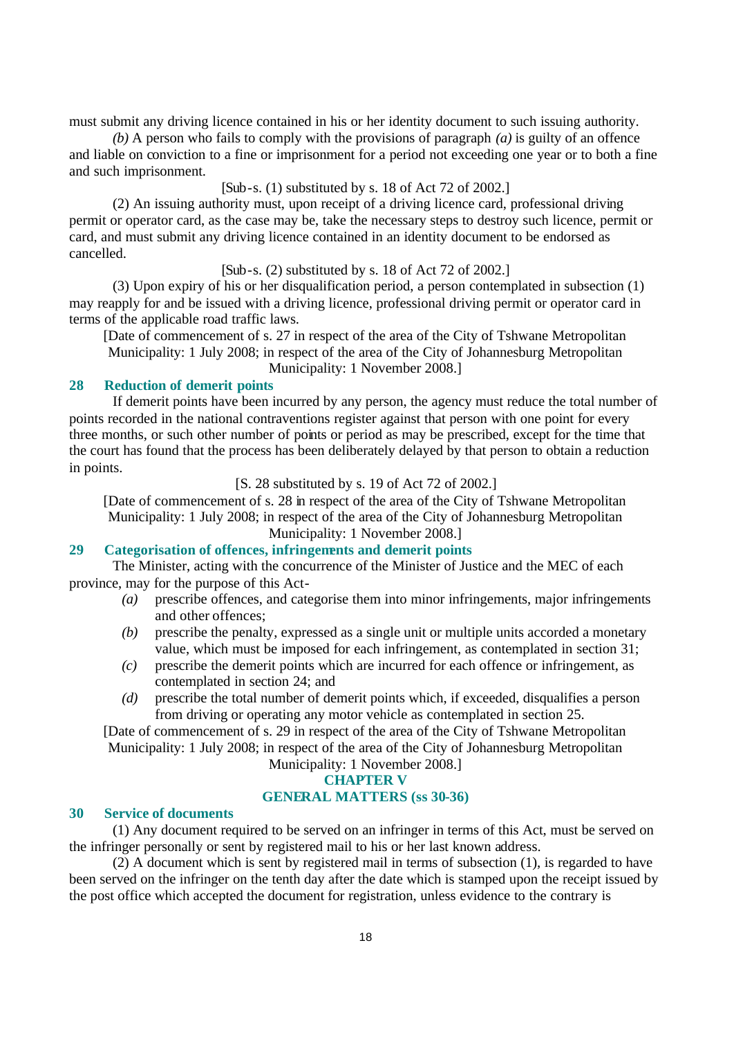must submit any driving licence contained in his or her identity document to such issuing authority.

*(b)* A person who fails to comply with the provisions of paragraph *(a)* is guilty of an offence and liable on conviction to a fine or imprisonment for a period not exceeding one year or to both a fine and such imprisonment.

[Sub-s. (1) substituted by s. 18 of Act 72 of 2002.]

(2) An issuing authority must, upon receipt of a driving licence card, professional driving permit or operator card, as the case may be, take the necessary steps to destroy such licence, permit or card, and must submit any driving licence contained in an identity document to be endorsed as cancelled.

[Sub-s. (2) substituted by s. 18 of Act 72 of 2002.]

(3) Upon expiry of his or her disqualification period, a person contemplated in subsection (1) may reapply for and be issued with a driving licence, professional driving permit or operator card in terms of the applicable road traffic laws.

[Date of commencement of s. 27 in respect of the area of the City of Tshwane Metropolitan Municipality: 1 July 2008; in respect of the area of the City of Johannesburg Metropolitan Municipality: 1 November 2008.]

### 28 Reduction of demerit points

If demerit points have been incurred by any person, the agency must reduce the total number of points recorded in the national contraventions register against that person with one point for every three months, or such other number of points or period as may be prescribed, except for the time that the court has found that the process has been deliberately delayed by that person to obtain a reduction in points.

[S. 28 substituted by s. 19 of Act 72 of 2002.]

[Date of commencement of s. 28 in respect of the area of the City of Tshwane Metropolitan Municipality: 1 July 2008; in respect of the area of the City of Johannesburg Metropolitan Municipality: 1 November 2008.]

### 29 Categorisation of offences, infringements and demerit points

The Minister, acting with the concurrence of the Minister of Justice and the MEC of each province, may for the purpose of this Act-

*(a)* prescribe offences, and categorise them into minor infringements, major infringements and other offences;

*(b)* prescribe the penalty, expressed as a single unit or multiple units accorded a monetary value, which must be imposed for each infringement, as contemplated in section 31;

*(c)* prescribe the demerit points which are incurred for each offence or infringement, as contemplated in section 24; and

*(d)* prescribe the total number of demerit points which, if exceeded, disqualifies a person from driving or operating any motor vehicle as contemplated in section 25.

[Date of commencement of s. 29 in respect of the area of the City of Tshwane Metropolitan Municipality: 1 July 2008; in respect of the area of the City of Johannesburg Metropolitan Municipality: 1 November 2008.]

## CHAPTER V
## GENERAL MATTERS (ss 30-36)

### 30 Service of documents

(1) Any document required to be served on an infringer in terms of this Act, must be served on the infringer personally or sent by registered mail to his or her last known address.

(2) A document which is sent by registered mail in terms of subsection (1), is regarded to have been served on the infringer on the tenth day after the date which is stamped upon the receipt issued by the post office which accepted the document for registration, unless evidence to the contrary is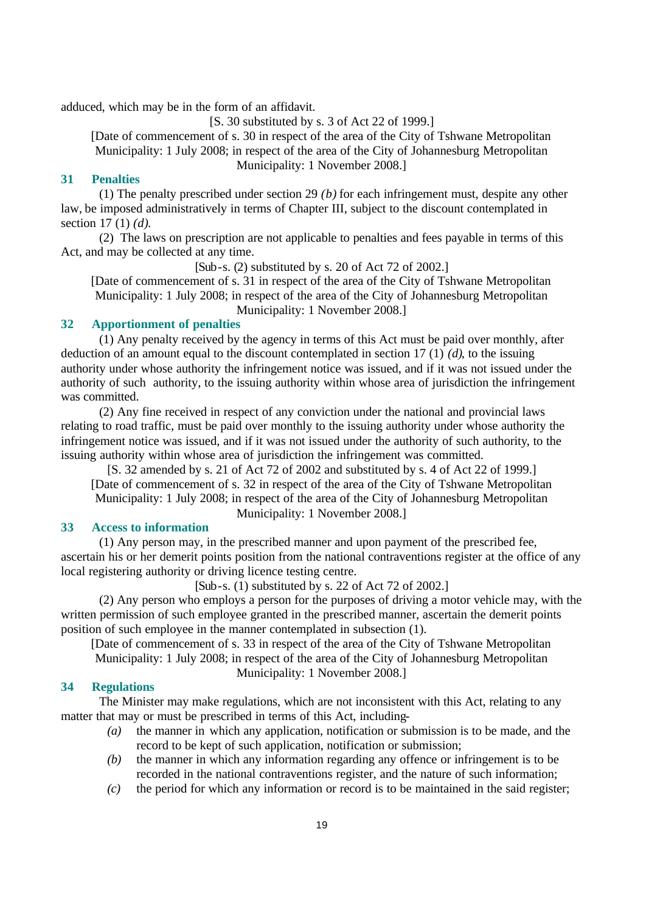adduced, which may be in the form of an affidavit.

[S. 30 substituted by s. 3 of Act 22 of 1999.]

[Date of commencement of s. 30 in respect of the area of the City of Tshwane Metropolitan Municipality: 1 July 2008; in respect of the area of the City of Johannesburg Metropolitan Municipality: 1 November 2008.]

### 31 Penalties

(1) The penalty prescribed under section 29 *(b)* for each infringement must, despite any other law, be imposed administratively in terms of Chapter III, subject to the discount contemplated in section 17 (1) *(d)*.

(2) The laws on prescription are not applicable to penalties and fees payable in terms of this Act, and may be collected at any time.

[Sub-s. (2) substituted by s. 20 of Act 72 of 2002.]

[Date of commencement of s. 31 in respect of the area of the City of Tshwane Metropolitan Municipality: 1 July 2008; in respect of the area of the City of Johannesburg Metropolitan Municipality: 1 November 2008.]

### 32 Apportionment of penalties

(1) Any penalty received by the agency in terms of this Act must be paid over monthly, after deduction of an amount equal to the discount contemplated in section 17 (1) *(d)*, to the issuing authority under whose authority the infringement notice was issued, and if it was not issued under the authority of such authority, to the issuing authority within whose area of jurisdiction the infringement was committed.

(2) Any fine received in respect of any conviction under the national and provincial laws relating to road traffic, must be paid over monthly to the issuing authority under whose authority the infringement notice was issued, and if it was not issued under the authority of such authority, to the issuing authority within whose area of jurisdiction the infringement was committed.

[S. 32 amended by s. 21 of Act 72 of 2002 and substituted by s. 4 of Act 22 of 1999.]

[Date of commencement of s. 32 in respect of the area of the City of Tshwane Metropolitan Municipality: 1 July 2008; in respect of the area of the City of Johannesburg Metropolitan Municipality: 1 November 2008.]

### 33 Access to information

(1) Any person may, in the prescribed manner and upon payment of the prescribed fee, ascertain his or her demerit points position from the national contraventions register at the office of any local registering authority or driving licence testing centre.

[Sub-s. (1) substituted by s. 22 of Act 72 of 2002.]

(2) Any person who employs a person for the purposes of driving a motor vehicle may, with the written permission of such employee granted in the prescribed manner, ascertain the demerit points position of such employee in the manner contemplated in subsection (1).

[Date of commencement of s. 33 in respect of the area of the City of Tshwane Metropolitan Municipality: 1 July 2008; in respect of the area of the City of Johannesburg Metropolitan Municipality: 1 November 2008.]

### 34 Regulations

The Minister may make regulations, which are not inconsistent with this Act, relating to any matter that may or must be prescribed in terms of this Act, including-

*(a)* the manner in which any application, notification or submission is to be made, and the record to be kept of such application, notification or submission;

*(b)* the manner in which any information regarding any offence or infringement is to be recorded in the national contraventions register, and the nature of such information;

*(c)* the period for which any information or record is to be maintained in the said register;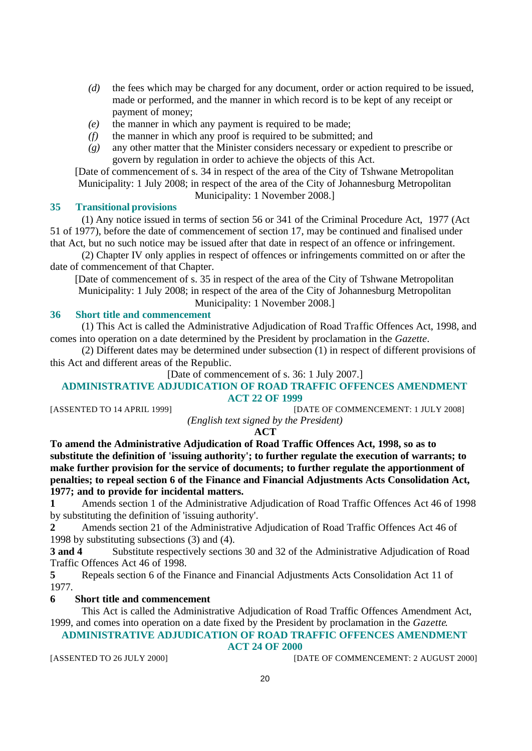*(d)* the fees which may be charged for any document, order or action required to be issued, made or performed, and the manner in which record is to be kept of any receipt or payment of money;

*(e)* the manner in which any payment is required to be made;

*(f)* the manner in which any proof is required to be submitted; and

*(g)* any other matter that the Minister considers necessary or expedient to prescribe or govern by regulation in order to achieve the objects of this Act.

[Date of commencement of s. 34 in respect of the area of the City of Tshwane Metropolitan Municipality: 1 July 2008; in respect of the area of the City of Johannesburg Metropolitan Municipality: 1 November 2008.]

### 35 Transitional provisions

(1) Any notice issued in terms of section 56 or 341 of the Criminal Procedure Act, 1977 (Act 51 of 1977), before the date of commencement of section 17, may be continued and finalised under that Act, but no such notice may be issued after that date in respect of an offence or infringement.

(2) Chapter IV only applies in respect of offences or infringements committed on or after the date of commencement of that Chapter.

[Date of commencement of s. 35 in respect of the area of the City of Tshwane Metropolitan Municipality: 1 July 2008; in respect of the area of the City of Johannesburg Metropolitan Municipality: 1 November 2008.]

### 36 Short title and commencement

(1) This Act is called the Administrative Adjudication of Road Traffic Offences Act, 1998, and comes into operation on a date determined by the President by proclamation in the *Gazette*.

(2) Different dates may be determined under subsection (1) in respect of different provisions of this Act and different areas of the Republic.

[Date of commencement of s. 36: 1 July 2007.]

## ADMINISTRATIVE ADJUDICATION OF ROAD TRAFFIC OFFENCES AMENDMENT ACT 22 OF 1999

[ASSENTED TO 14 APRIL 1999] [DATE OF COMMENCEMENT: 1 JULY 2008]

*(English text signed by the President)*

**ACT**

**To amend the Administrative Adjudication of Road Traffic Offences Act, 1998, so as to substitute the definition of 'issuing authority'; to further regulate the execution of warrants; to make further provision for the service of documents; to further regulate the apportionment of penalties; to repeal section 6 of the Finance and Financial Adjustments Acts Consolidation Act, 1977; and to provide for incidental matters.**

**1** Amends section 1 of the Administrative Adjudication of Road Traffic Offences Act 46 of 1998 by substituting the definition of 'issuing authority'.

**2** Amends section 21 of the Administrative Adjudication of Road Traffic Offences Act 46 of 1998 by substituting subsections (3) and (4).

**3 and 4** Substitute respectively sections 30 and 32 of the Administrative Adjudication of Road Traffic Offences Act 46 of 1998.

**5** Repeals section 6 of the Finance and Financial Adjustments Acts Consolidation Act 11 of 1977.

**6 Short title and commencement**

This Act is called the Administrative Adjudication of Road Traffic Offences Amendment Act, 1999, and comes into operation on a date fixed by the President by proclamation in the *Gazette*.

## ADMINISTRATIVE ADJUDICATION OF ROAD TRAFFIC OFFENCES AMENDMENT ACT 24 OF 2000

[ASSENTED TO 26 JULY 2000] [DATE OF COMMENCEMENT: 2 AUGUST 2000]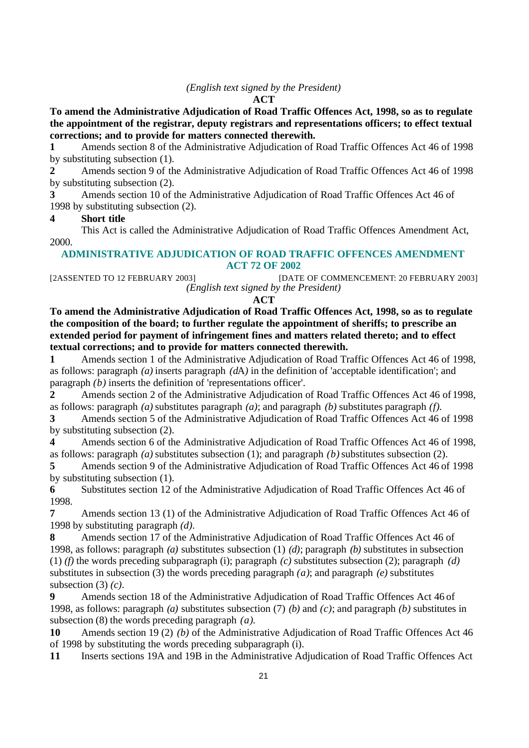*(English text signed by the President)*

**ACT**

**To amend the Administrative Adjudication of Road Traffic Offences Act, 1998, so as to regulate the appointment of the registrar, deputy registrars and representations officers; to effect textual corrections; and to provide for matters connected therewith.**

**1** Amends section 8 of the Administrative Adjudication of Road Traffic Offences Act 46 of 1998 by substituting subsection (1).

**2** Amends section 9 of the Administrative Adjudication of Road Traffic Offences Act 46 of 1998 by substituting subsection (2).

**3** Amends section 10 of the Administrative Adjudication of Road Traffic Offences Act 46 of 1998 by substituting subsection (2).

**4 Short title**

This Act is called the Administrative Adjudication of Road Traffic Offences Amendment Act, 2000.

## ADMINISTRATIVE ADJUDICATION OF ROAD TRAFFIC OFFENCES AMENDMENT ACT 72 OF 2002

[2ASSENTED TO 12 FEBRUARY 2003] [DATE OF COMMENCEMENT: 20 FEBRUARY 2003]

*(English text signed by the President)*

**ACT**

**To amend the Administrative Adjudication of Road Traffic Offences Act, 1998, so as to regulate the composition of the board; to further regulate the appointment of sheriffs; to prescribe an extended period for payment of infringement fines and matters related thereto; and to effect textual corrections; and to provide for matters connected therewith.**

**1** Amends section 1 of the Administrative Adjudication of Road Traffic Offences Act 46 of 1998, as follows: paragraph *(a)* inserts paragraph *(d*A*)* in the definition of 'acceptable identification'; and paragraph *(b)* inserts the definition of 'representations officer'.

**2** Amends section 2 of the Administrative Adjudication of Road Traffic Offences Act 46 of 1998, as follows: paragraph *(a)* substitutes paragraph *(a)*; and paragraph *(b)* substitutes paragraph *(f)*.

**3** Amends section 5 of the Administrative Adjudication of Road Traffic Offences Act 46 of 1998 by substituting subsection (2).

**4** Amends section 6 of the Administrative Adjudication of Road Traffic Offences Act 46 of 1998, as follows: paragraph *(a)* substitutes subsection (1); and paragraph *(b)* substitutes subsection (2).

**5** Amends section 9 of the Administrative Adjudication of Road Traffic Offences Act 46 of 1998 by substituting subsection (1).

**6** Substitutes section 12 of the Administrative Adjudication of Road Traffic Offences Act 46 of 1998.

**7** Amends section 13 (1) of the Administrative Adjudication of Road Traffic Offences Act 46 of 1998 by substituting paragraph *(d)*.

**8** Amends section 17 of the Administrative Adjudication of Road Traffic Offences Act 46 of 1998, as follows: paragraph *(a)* substitutes subsection (1) *(d)*; paragraph *(b)* substitutes in subsection (1) *(f)* the words preceding subparagraph (i); paragraph *(c)* substitutes subsection (2); paragraph *(d)* substitutes in subsection (3) the words preceding paragraph *(a)*; and paragraph *(e)* substitutes subsection (3) *(c)*.

**9** Amends section 18 of the Administrative Adjudication of Road Traffic Offences Act 46 of 1998, as follows: paragraph *(a)* substitutes subsection (7) *(b)* and *(c)*; and paragraph *(b)* substitutes in subsection (8) the words preceding paragraph *(a)*.

**10** Amends section 19 (2) *(b)* of the Administrative Adjudication of Road Traffic Offences Act 46 of 1998 by substituting the words preceding subparagraph (i).

**11** Inserts sections 19A and 19B in the Administrative Adjudication of Road Traffic Offences Act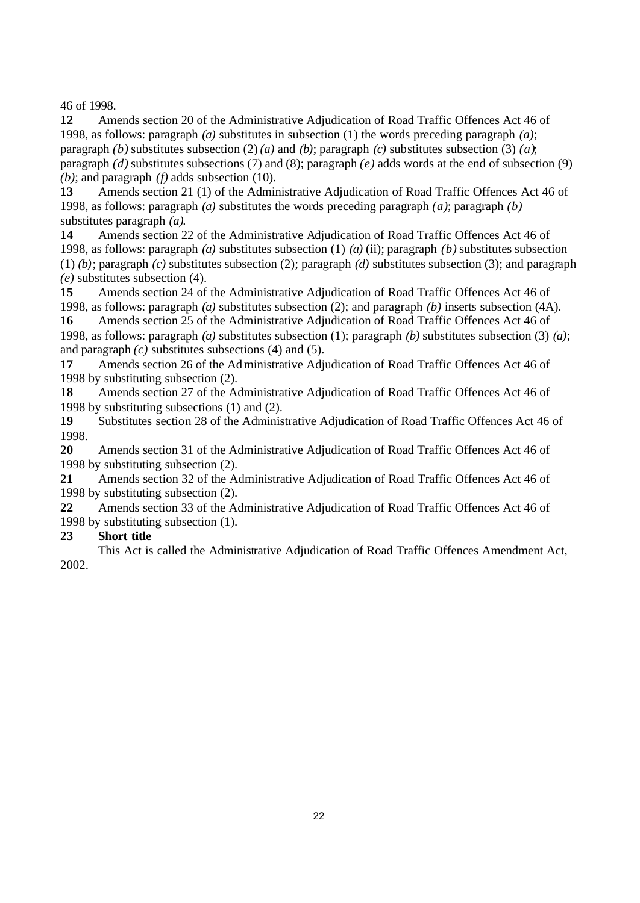46 of 1998.

**12** Amends section 20 of the Administrative Adjudication of Road Traffic Offences Act 46 of 1998, as follows: paragraph *(a)* substitutes in subsection (1) the words preceding paragraph *(a)*; paragraph *(b)* substitutes subsection (2) *(a)* and *(b)*; paragraph *(c)* substitutes subsection (3) *(a)*; paragraph *(d)* substitutes subsections (7) and (8); paragraph *(e)* adds words at the end of subsection (9) *(b)*; and paragraph *(f)* adds subsection (10).

**13** Amends section 21 (1) of the Administrative Adjudication of Road Traffic Offences Act 46 of 1998, as follows: paragraph *(a)* substitutes the words preceding paragraph *(a)*; paragraph *(b)* substitutes paragraph *(a)*.

**14** Amends section 22 of the Administrative Adjudication of Road Traffic Offences Act 46 of 1998, as follows: paragraph *(a)* substitutes subsection (1) *(a)* (ii); paragraph *(b)* substitutes subsection (1) *(b)*; paragraph *(c)* substitutes subsection (2); paragraph *(d)* substitutes subsection (3); and paragraph *(e)* substitutes subsection (4).

**15** Amends section 24 of the Administrative Adjudication of Road Traffic Offences Act 46 of 1998, as follows: paragraph *(a)* substitutes subsection (2); and paragraph *(b)* inserts subsection (4A).

**16** Amends section 25 of the Administrative Adjudication of Road Traffic Offences Act 46 of 1998, as follows: paragraph *(a)* substitutes subsection (1); paragraph *(b)* substitutes subsection (3) *(a)*; and paragraph *(c)* substitutes subsections (4) and (5).

**17** Amends section 26 of the Administrative Adjudication of Road Traffic Offences Act 46 of 1998 by substituting subsection (2).

**18** Amends section 27 of the Administrative Adjudication of Road Traffic Offences Act 46 of 1998 by substituting subsections (1) and (2).

**19** Substitutes section 28 of the Administrative Adjudication of Road Traffic Offences Act 46 of 1998.

**20** Amends section 31 of the Administrative Adjudication of Road Traffic Offences Act 46 of 1998 by substituting subsection (2).

**21** Amends section 32 of the Administrative Adjudication of Road Traffic Offences Act 46 of 1998 by substituting subsection (2).

**22** Amends section 33 of the Administrative Adjudication of Road Traffic Offences Act 46 of 1998 by substituting subsection (1).

**23 Short title**

This Act is called the Administrative Adjudication of Road Traffic Offences Amendment Act, 2002.